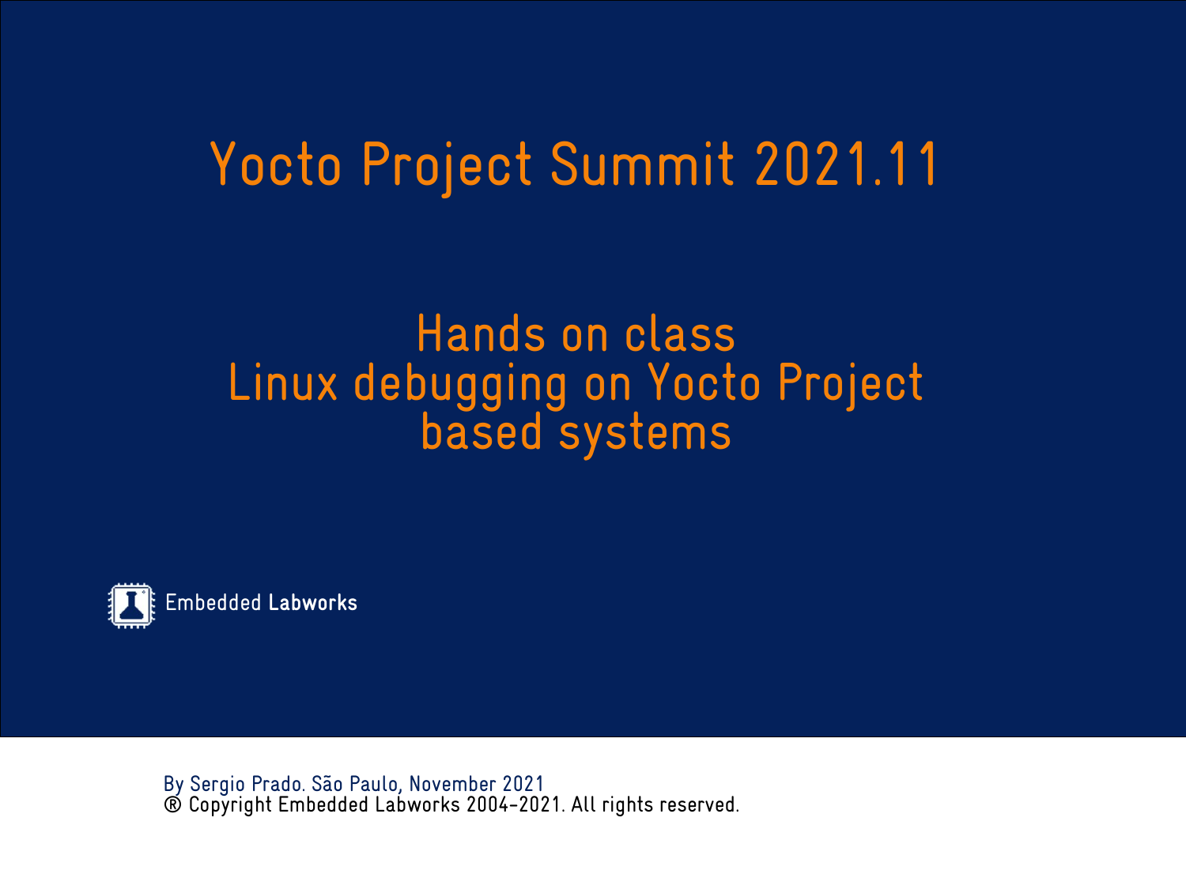# Yocto Project Summit 2021.11

## Hands on class
## Linux debugging on Yocto Project based systems

Embedded **Labworks**

By Sergio Prado. São Paulo, November 2021
® Copyright Embedded Labworks 2004-2021. All rights reserved.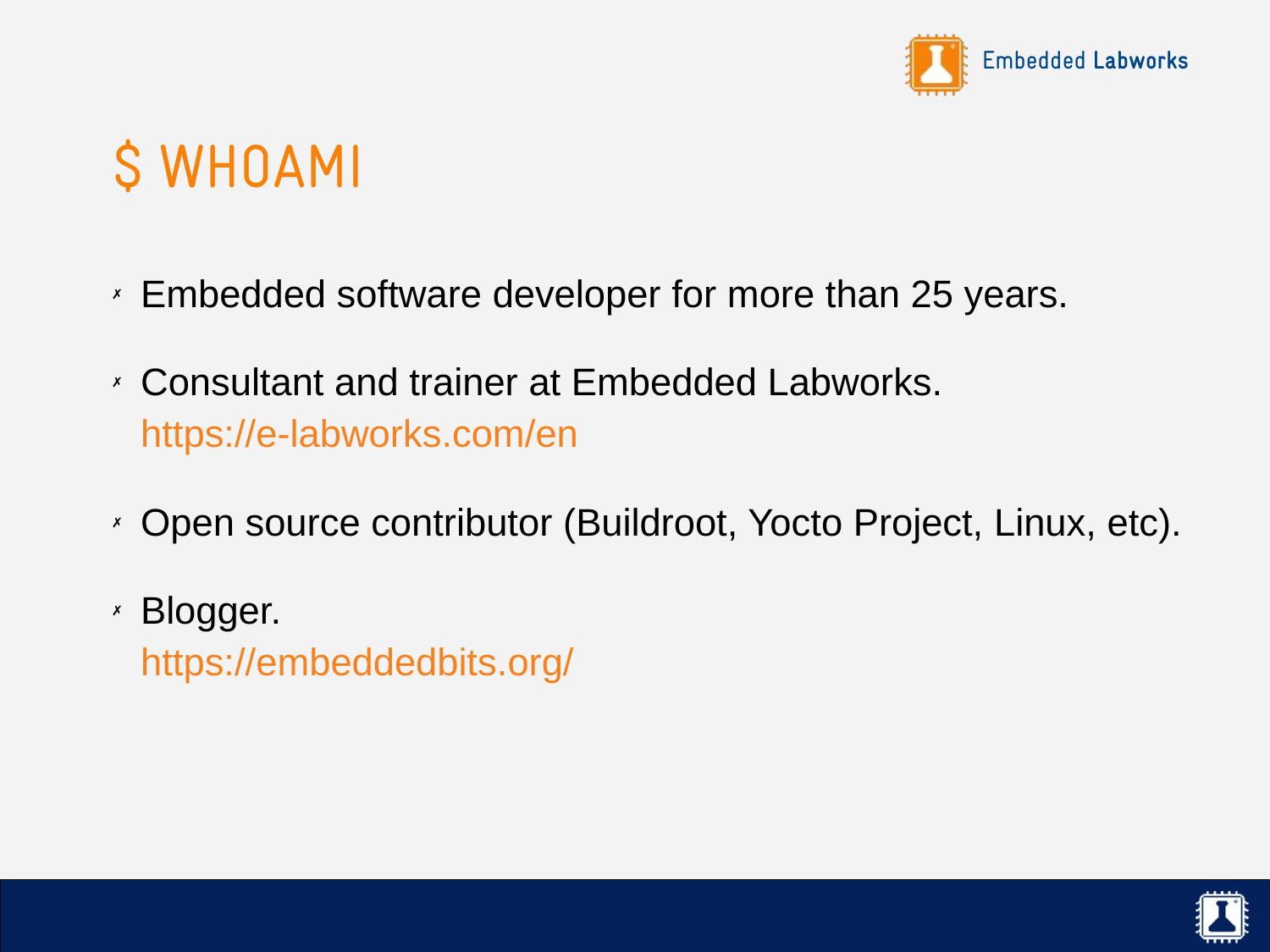# $ WHOAMI

- Embedded software developer for more than 25 years.
- Consultant and trainer at Embedded Labworks.
  https://e-labworks.com/en
- Open source contributor (Buildroot, Yocto Project, Linux, etc).
- Blogger.
  https://embeddedbits.org/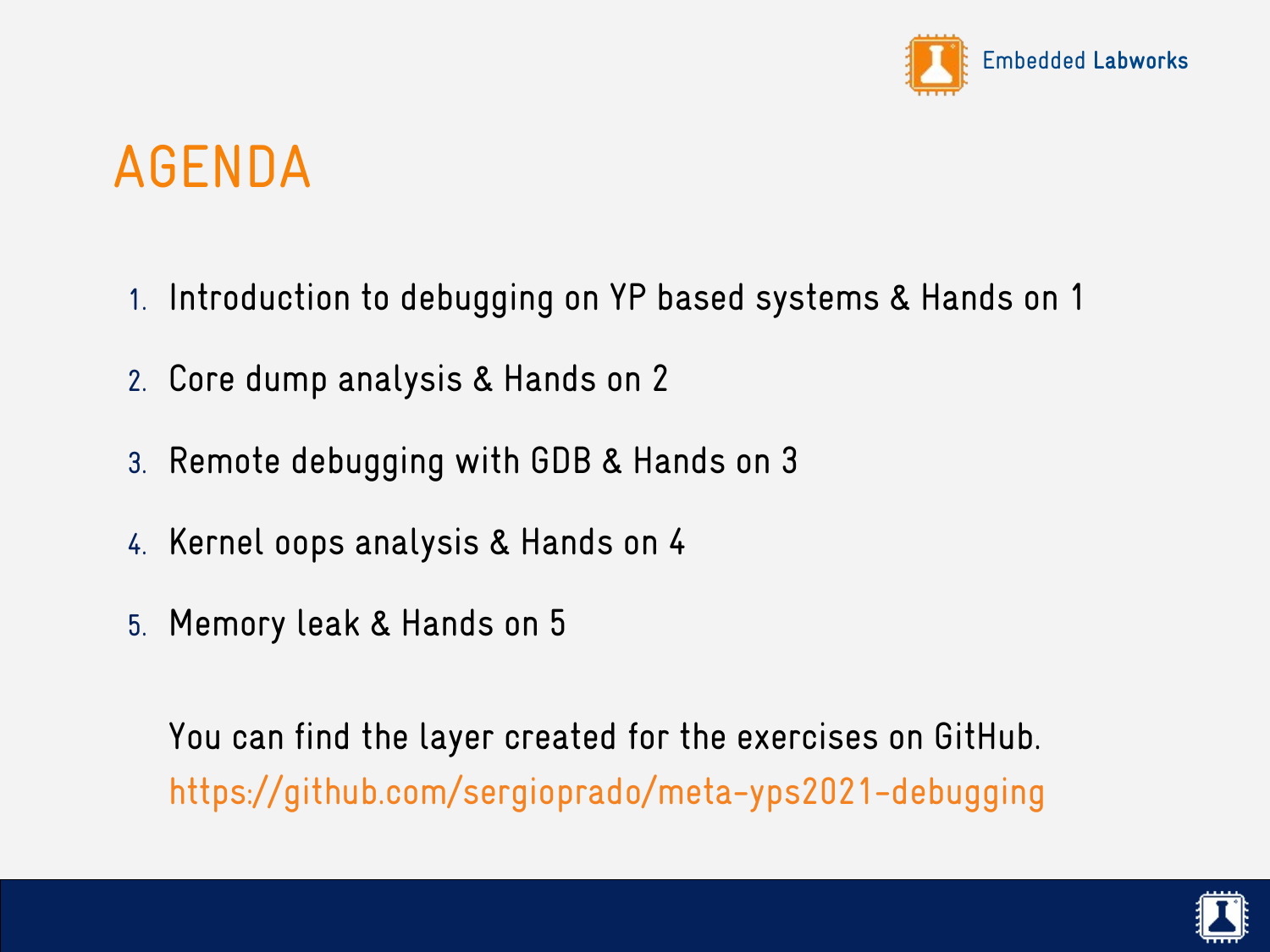# AGENDA

1. Introduction to debugging on YP based systems & Hands on 1
2. Core dump analysis & Hands on 2
3. Remote debugging with GDB & Hands on 3
4. Kernel oops analysis & Hands on 4
5. Memory leak & Hands on 5

You can find the layer created for the exercises on GitHub.
https://github.com/sergioprado/meta-yps2021-debugging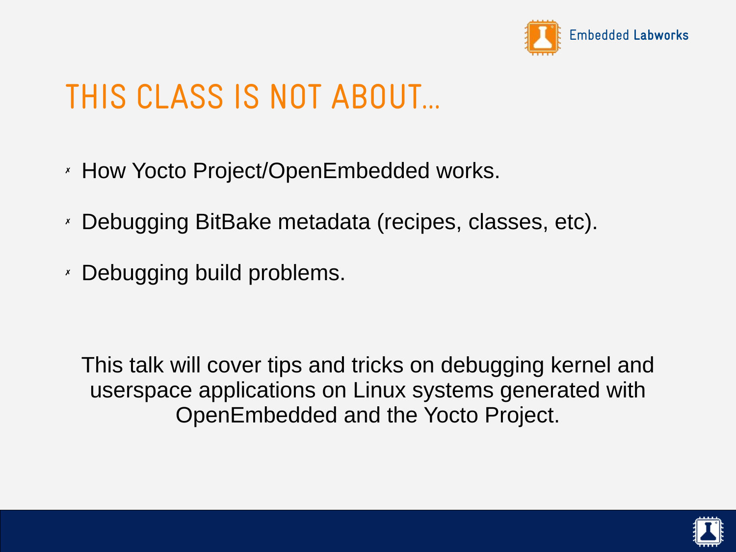# THIS CLASS IS NOT ABOUT...

- How Yocto Project/OpenEmbedded works.
- Debugging BitBake metadata (recipes, classes, etc).
- Debugging build problems.

This talk will cover tips and tricks on debugging kernel and userspace applications on Linux systems generated with OpenEmbedded and the Yocto Project.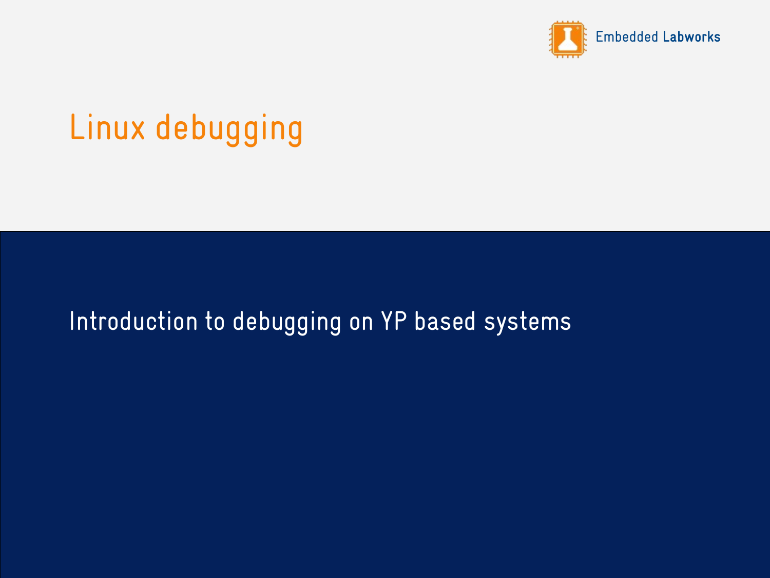# Linux debugging

Introduction to debugging on YP based systems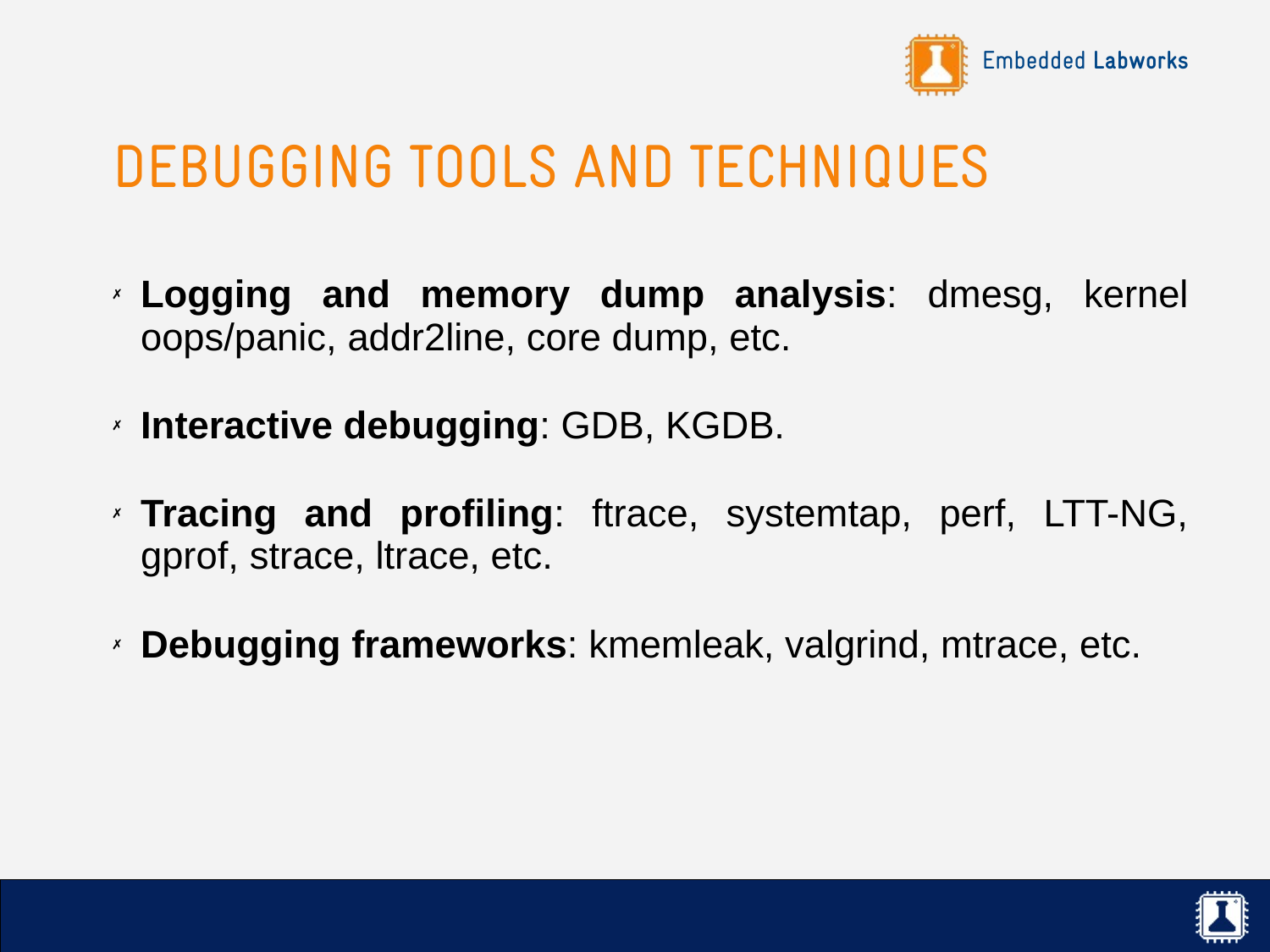# DEBUGGING TOOLS AND TECHNIQUES

- **Logging and memory dump analysis**: dmesg, kernel oops/panic, addr2line, core dump, etc.
- **Interactive debugging**: GDB, KGDB.
- **Tracing and profiling**: ftrace, systemtap, perf, LTT-NG, gprof, strace, ltrace, etc.
- **Debugging frameworks**: kmemleak, valgrind, mtrace, etc.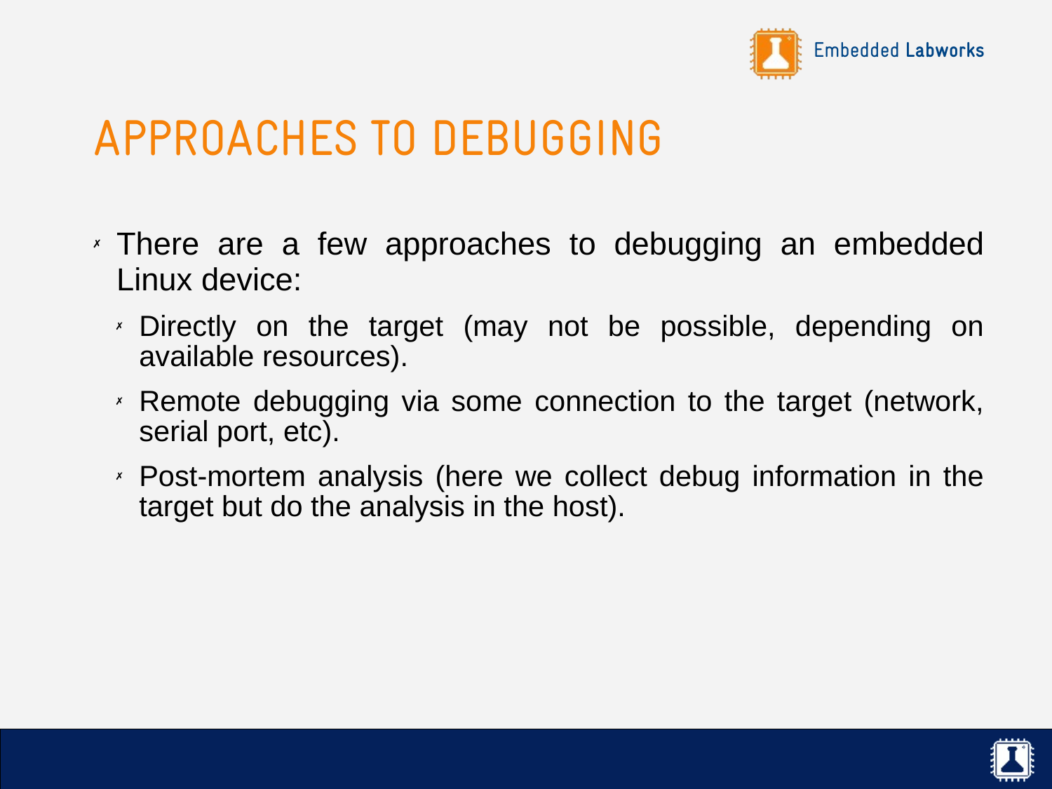# APPROACHES TO DEBUGGING

- There are a few approaches to debugging an embedded Linux device:
  - Directly on the target (may not be possible, depending on available resources).
  - Remote debugging via some connection to the target (network, serial port, etc).
  - Post-mortem analysis (here we collect debug information in the target but do the analysis in the host).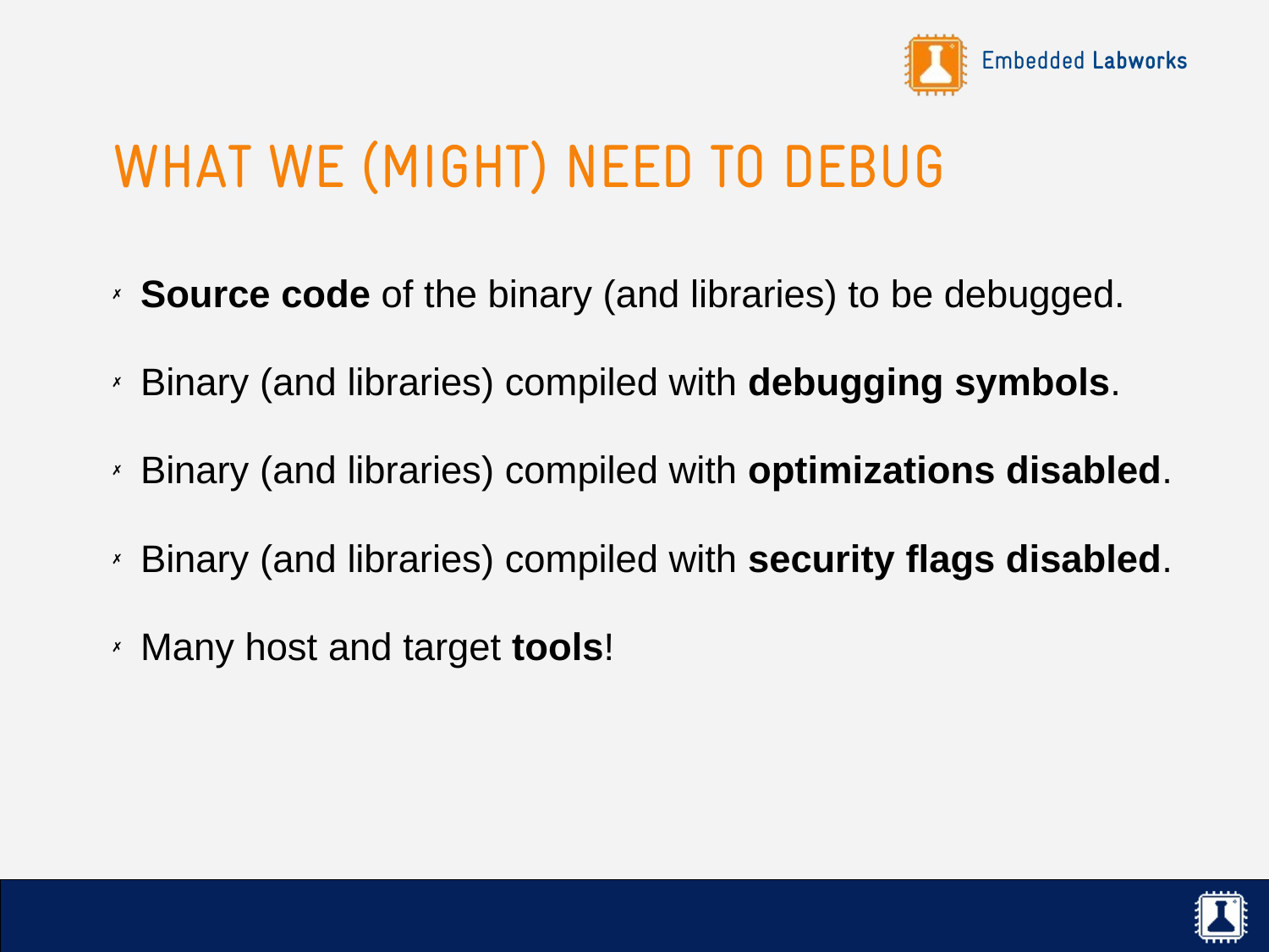# WHAT WE (MIGHT) NEED TO DEBUG

- **Source code** of the binary (and libraries) to be debugged.
- Binary (and libraries) compiled with **debugging symbols**.
- Binary (and libraries) compiled with **optimizations disabled**.
- Binary (and libraries) compiled with **security flags disabled**.
- Many host and target **tools**!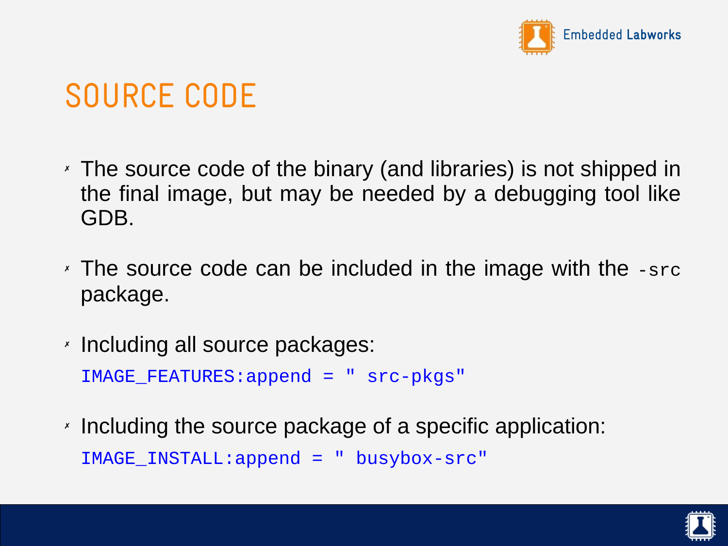# SOURCE CODE

- The source code of the binary (and libraries) is not shipped in the final image, but may be needed by a debugging tool like GDB.
- The source code can be included in the image with the `-src` package.
- Including all source packages:

```
IMAGE_FEATURES:append = " src-pkgs"
```

- Including the source package of a specific application:

```
IMAGE_INSTALL:append = " busybox-src"
```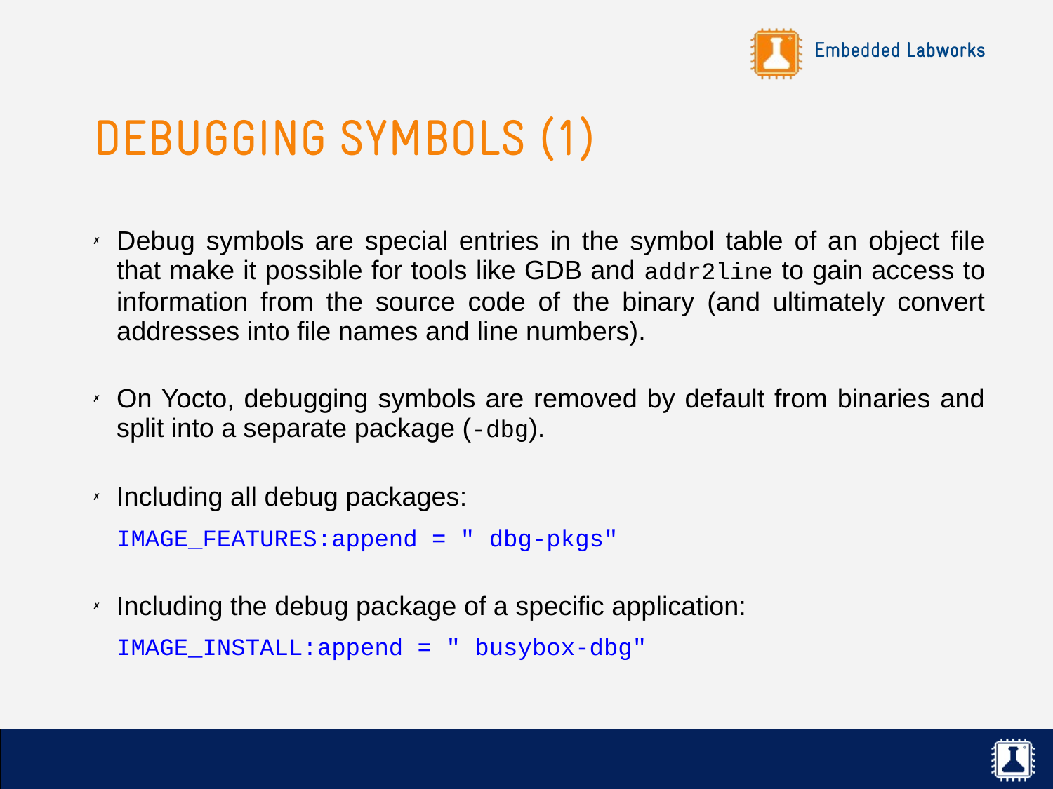# DEBUGGING SYMBOLS (1)

- Debug symbols are special entries in the symbol table of an object file that make it possible for tools like GDB and `addr2line` to gain access to information from the source code of the binary (and ultimately convert addresses into file names and line numbers).
- On Yocto, debugging symbols are removed by default from binaries and split into a separate package (`-dbg`).
- Including all debug packages:

```
IMAGE_FEATURES:append = " dbg-pkgs"
```

- Including the debug package of a specific application:

```
IMAGE_INSTALL:append = " busybox-dbg"
```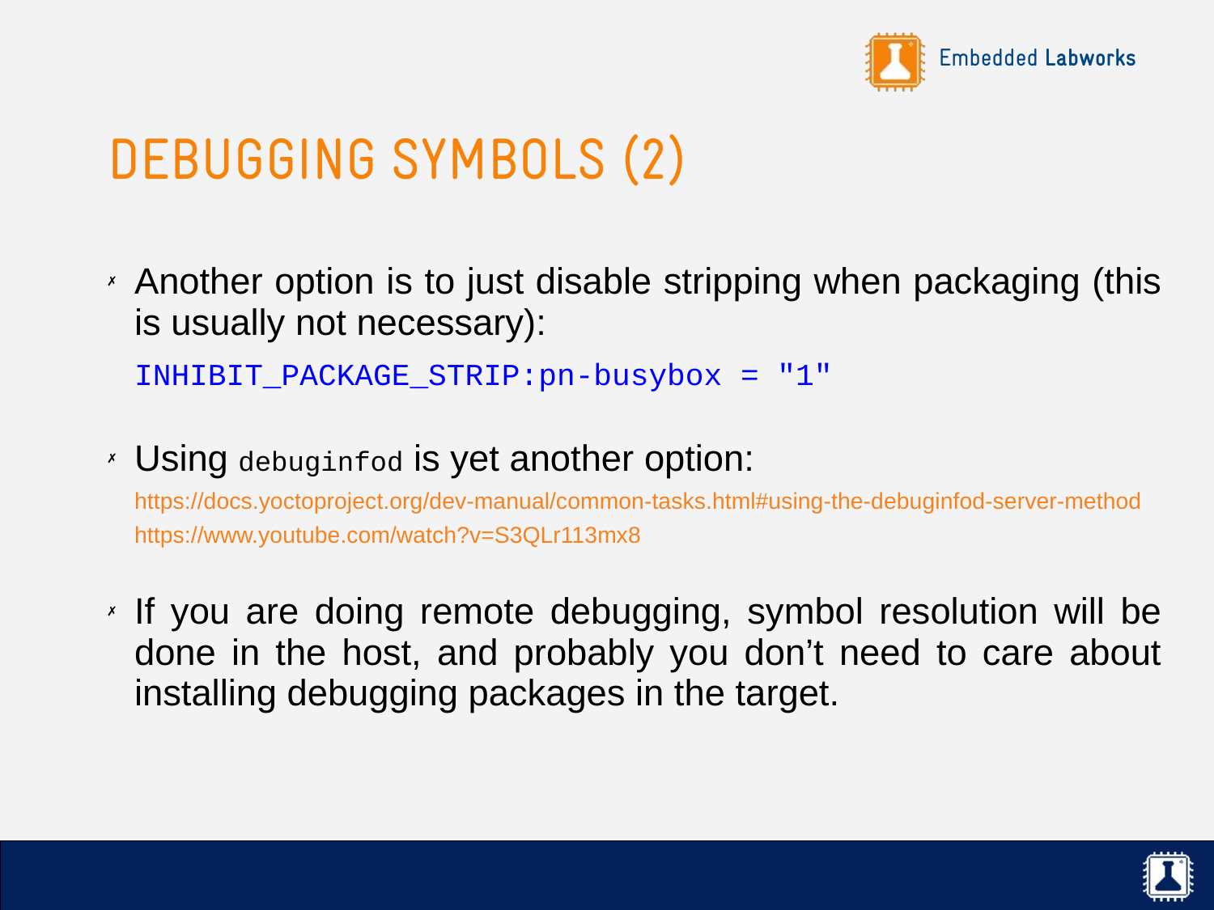# DEBUGGING SYMBOLS (2)

- Another option is to just disable stripping when packaging (this is usually not necessary):

```
INHIBIT_PACKAGE_STRIP:pn-busybox = "1"
```

- Using `debuginfod` is yet another option:

  https://docs.yoctoproject.org/dev-manual/common-tasks.html#using-the-debuginfod-server-method
  https://www.youtube.com/watch?v=S3QLr113mx8

- If you are doing remote debugging, symbol resolution will be done in the host, and probably you don't need to care about installing debugging packages in the target.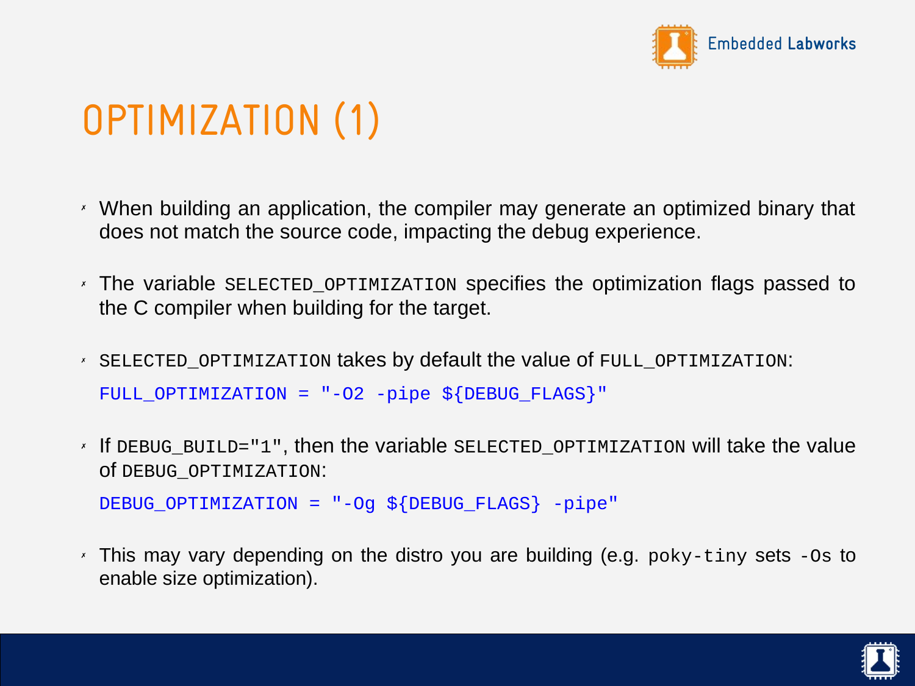# OPTIMIZATION (1)

- When building an application, the compiler may generate an optimized binary that does not match the source code, impacting the debug experience.
- The variable `SELECTED_OPTIMIZATION` specifies the optimization flags passed to the C compiler when building for the target.
- `SELECTED_OPTIMIZATION` takes by default the value of `FULL_OPTIMIZATION`:

```
FULL_OPTIMIZATION = "-O2 -pipe ${DEBUG_FLAGS}"
```

- If `DEBUG_BUILD="1"`, then the variable `SELECTED_OPTIMIZATION` will take the value of `DEBUG_OPTIMIZATION`:

```
DEBUG_OPTIMIZATION = "-Og ${DEBUG_FLAGS} -pipe"
```

- This may vary depending on the distro you are building (e.g. `poky-tiny` sets `-Os` to enable size optimization).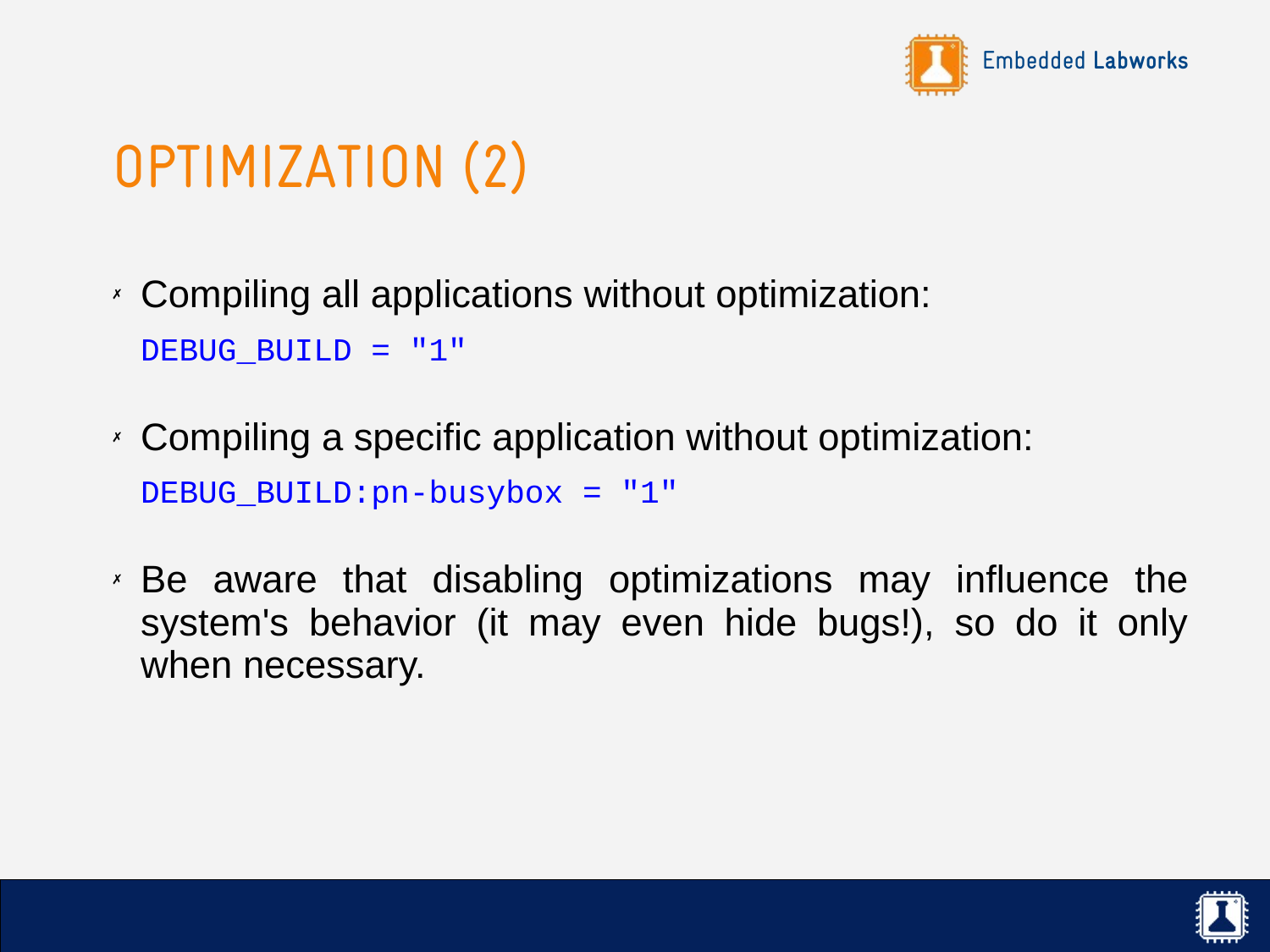# OPTIMIZATION (2)

- Compiling all applications without optimization:

```
DEBUG_BUILD = "1"
```

- Compiling a specific application without optimization:

```
DEBUG_BUILD:pn-busybox = "1"
```

- Be aware that disabling optimizations may influence the system's behavior (it may even hide bugs!), so do it only when necessary.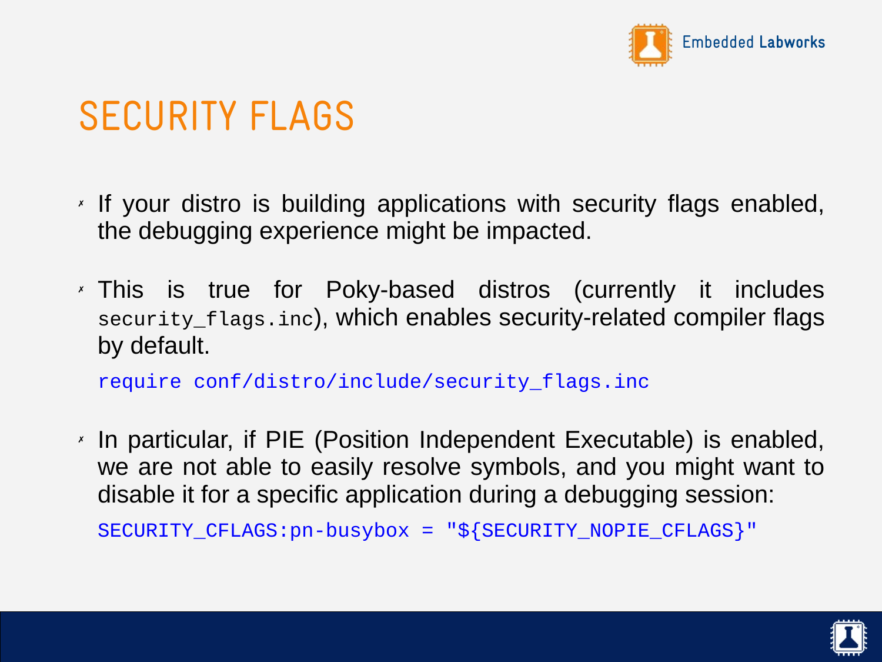# SECURITY FLAGS

- If your distro is building applications with security flags enabled, the debugging experience might be impacted.
- This is true for Poky-based distros (currently it includes `security_flags.inc`), which enables security-related compiler flags by default.

```
require conf/distro/include/security_flags.inc
```

- In particular, if PIE (Position Independent Executable) is enabled, we are not able to easily resolve symbols, and you might want to disable it for a specific application during a debugging session:

```
SECURITY_CFLAGS:pn-busybox = "${SECURITY_NOPIE_CFLAGS}"
```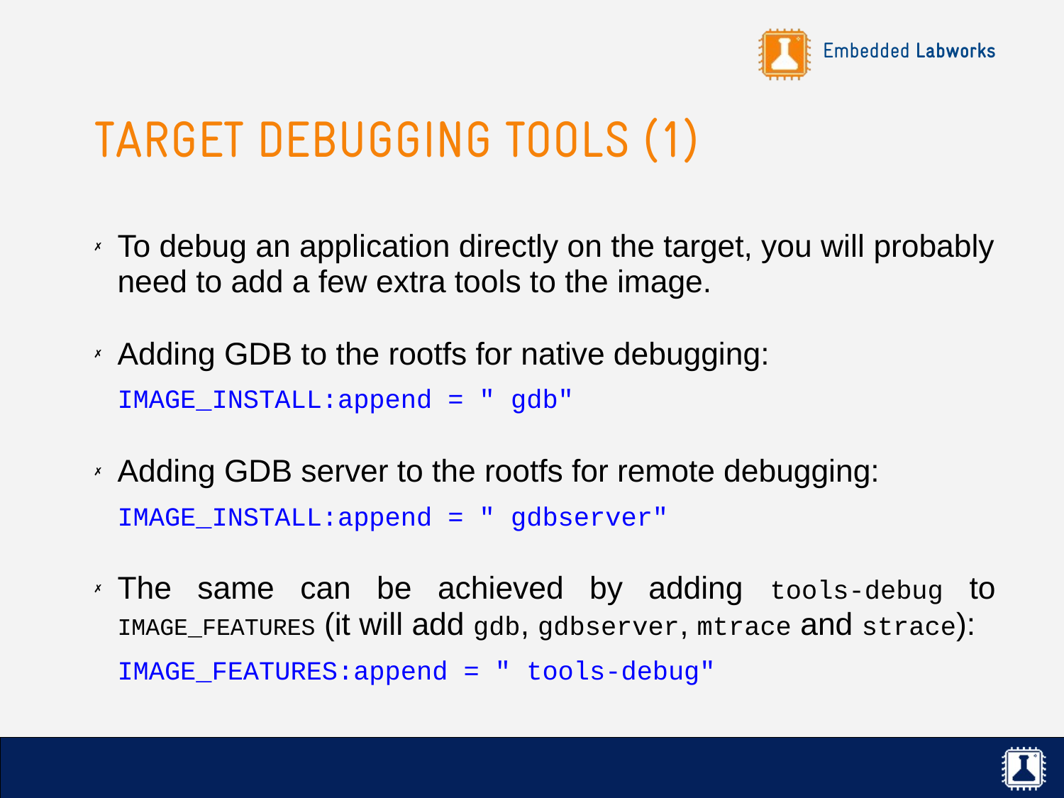# TARGET DEBUGGING TOOLS (1)

- To debug an application directly on the target, you will probably need to add a few extra tools to the image.
- Adding GDB to the rootfs for native debugging:

```
IMAGE_INSTALL:append = " gdb"
```

- Adding GDB server to the rootfs for remote debugging:

```
IMAGE_INSTALL:append = " gdbserver"
```

- The same can be achieved by adding `tools-debug` to `IMAGE_FEATURES` (it will add `gdb`, `gdbserver`, `mtrace` and `strace`):

```
IMAGE_FEATURES:append = " tools-debug"
```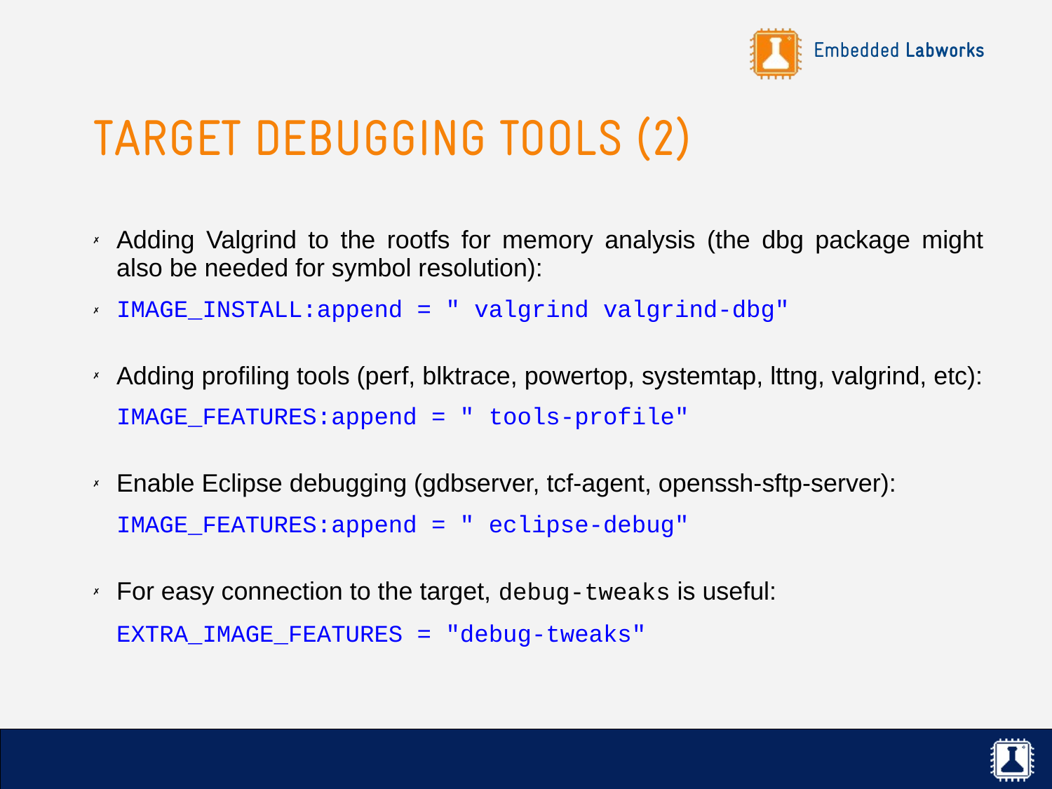# TARGET DEBUGGING TOOLS (2)

- Adding Valgrind to the rootfs for memory analysis (the dbg package might also be needed for symbol resolution):
- `IMAGE_INSTALL:append = " valgrind valgrind-dbg"`
- Adding profiling tools (perf, blktrace, powertop, systemtap, lttng, valgrind, etc):

```
IMAGE_FEATURES:append = " tools-profile"
```

- Enable Eclipse debugging (gdbserver, tcf-agent, openssh-sftp-server):

```
IMAGE_FEATURES:append = " eclipse-debug"
```

- For easy connection to the target, `debug-tweaks` is useful:

```
EXTRA_IMAGE_FEATURES = "debug-tweaks"
```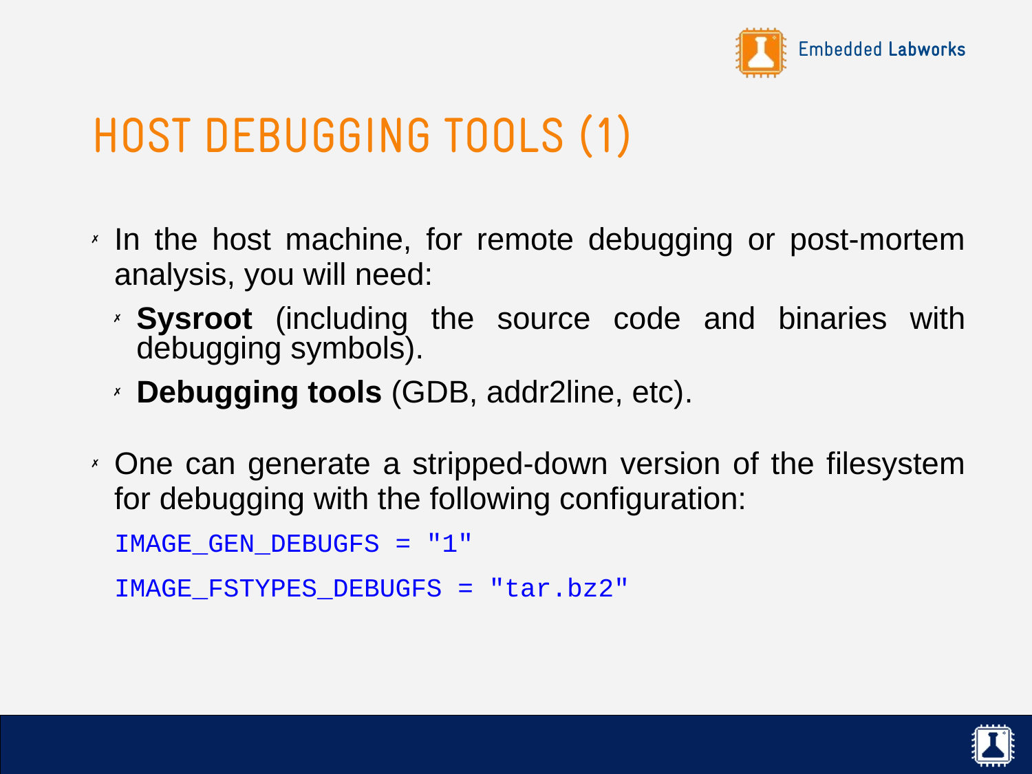# HOST DEBUGGING TOOLS (1)

- In the host machine, for remote debugging or post-mortem analysis, you will need:
  - **Sysroot** (including the source code and binaries with debugging symbols).
  - **Debugging tools** (GDB, addr2line, etc).
- One can generate a stripped-down version of the filesystem for debugging with the following configuration:

```
IMAGE_GEN_DEBUGFS = "1"
IMAGE_FSTYPES_DEBUGFS = "tar.bz2"
```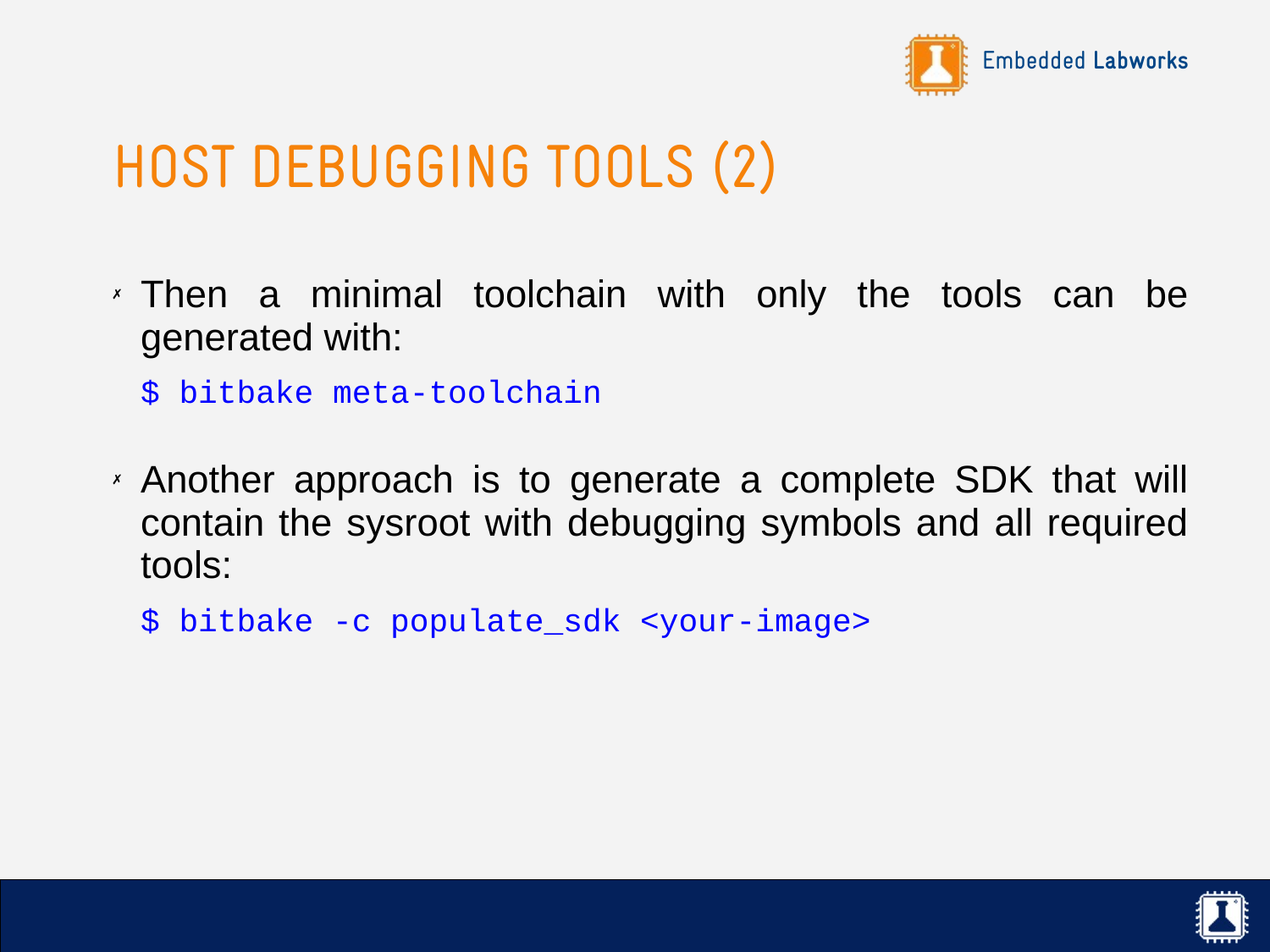# HOST DEBUGGING TOOLS (2)

- Then a minimal toolchain with only the tools can be generated with:

```
$ bitbake meta-toolchain
```

- Another approach is to generate a complete SDK that will contain the sysroot with debugging symbols and all required tools:

```
$ bitbake -c populate_sdk <your-image>
```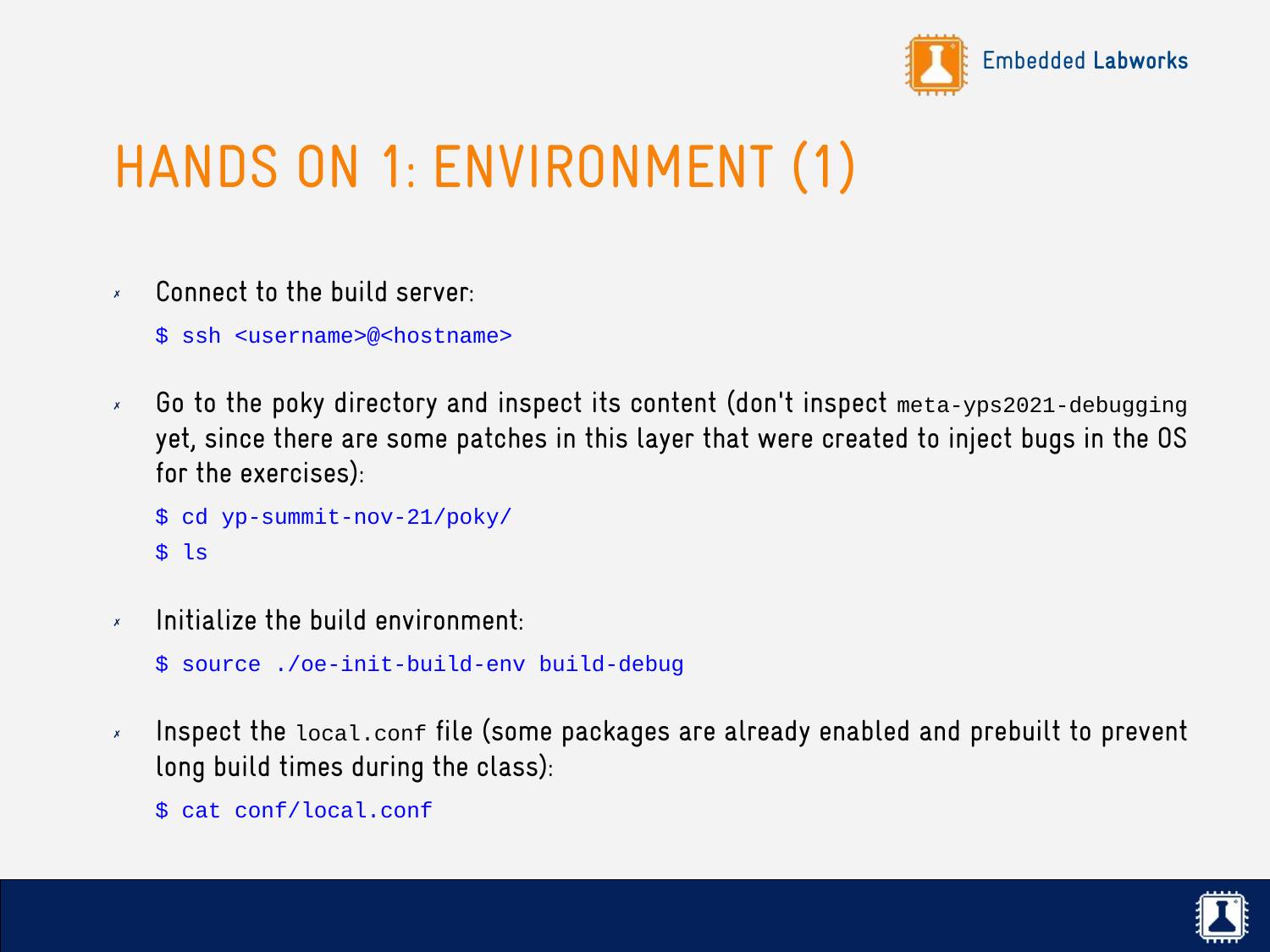# HANDS ON 1: ENVIRONMENT (1)

- Connect to the build server:

```
$ ssh <username>@<hostname>
```

- Go to the poky directory and inspect its content (don't inspect `meta-yps2021-debugging` yet, since there are some patches in this layer that were created to inject bugs in the OS for the exercises):

```
$ cd yp-summit-nov-21/poky/
$ ls
```

- Initialize the build environment:

```
$ source ./oe-init-build-env build-debug
```

- Inspect the `local.conf` file (some packages are already enabled and prebuilt to prevent long build times during the class):

```
$ cat conf/local.conf
```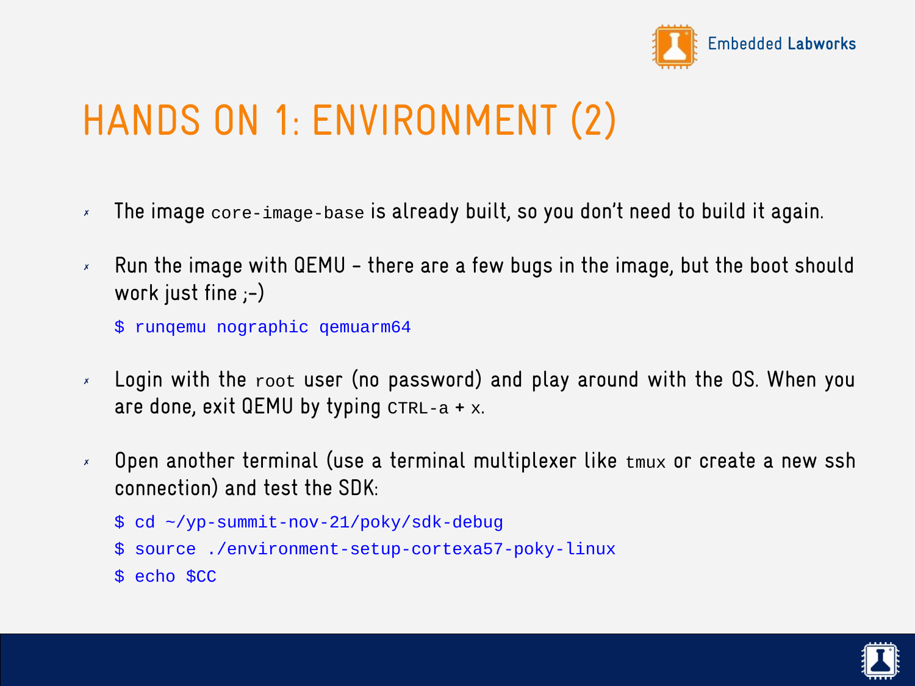# HANDS ON 1: ENVIRONMENT (2)

- The image `core-image-base` is already built, so you don't need to build it again.
- Run the image with QEMU – there are a few bugs in the image, but the boot should work just fine ;-)

```
$ runqemu nographic qemuarm64
```

- Login with the `root` user (no password) and play around with the OS. When you are done, exit QEMU by typing `CTRL-a` + `x`.
- Open another terminal (use a terminal multiplexer like `tmux` or create a new ssh connection) and test the SDK:

```
$ cd ~/yp-summit-nov-21/poky/sdk-debug
$ source ./environment-setup-cortexa57-poky-linux
$ echo $CC
```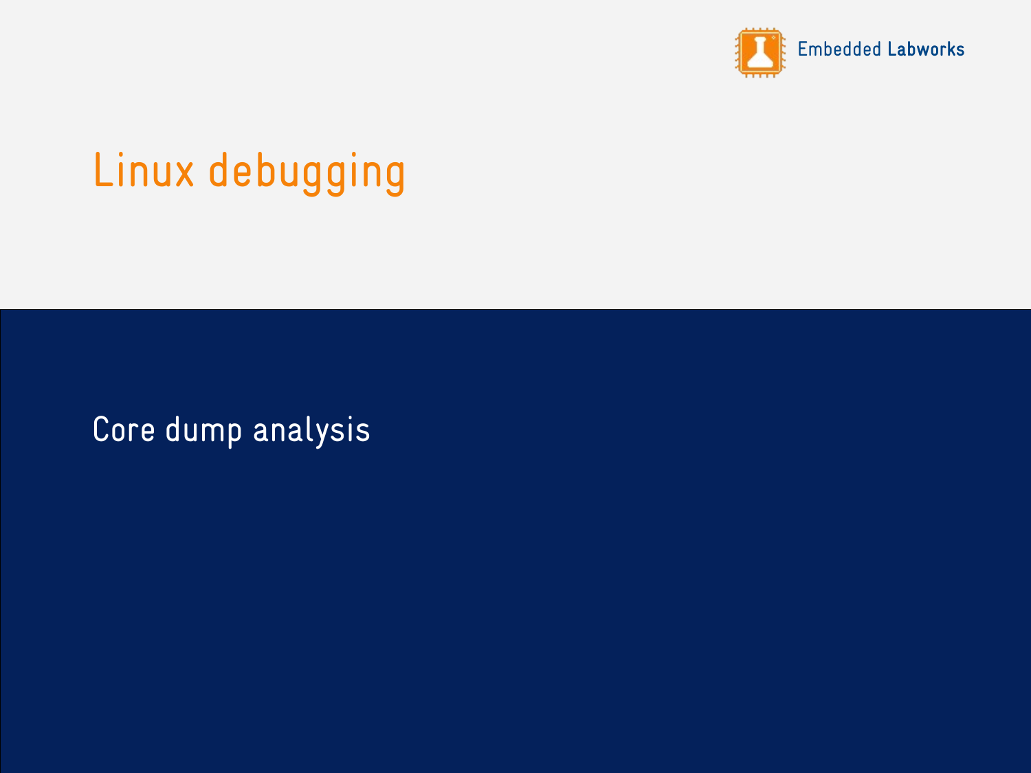# Linux debugging

## Core dump analysis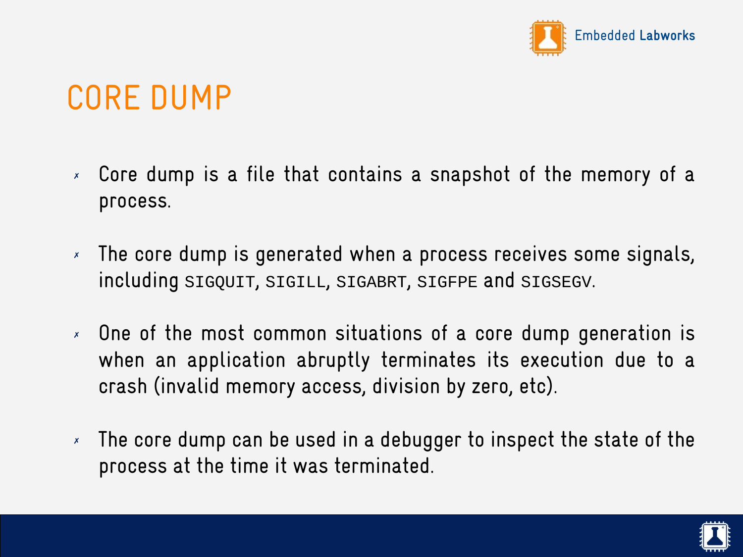# CORE DUMP

- Core dump is a file that contains a snapshot of the memory of a process.
- The core dump is generated when a process receives some signals, including `SIGQUIT`, `SIGILL`, `SIGABRT`, `SIGFPE` and `SIGSEGV`.
- One of the most common situations of a core dump generation is when an application abruptly terminates its execution due to a crash (invalid memory access, division by zero, etc).
- The core dump can be used in a debugger to inspect the state of the process at the time it was terminated.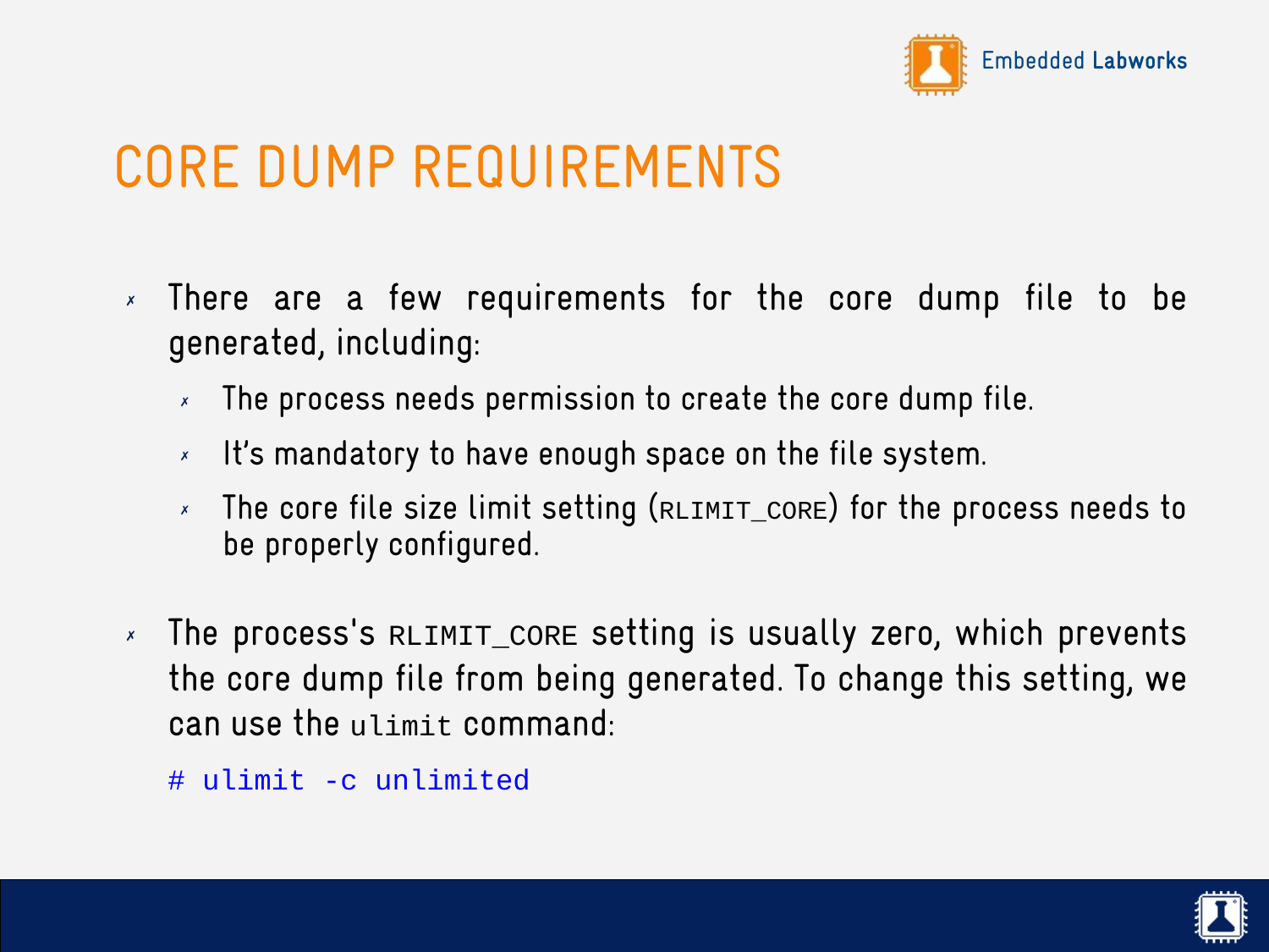# CORE DUMP REQUIREMENTS

- There are a few requirements for the core dump file to be generated, including:
  - The process needs permission to create the core dump file.
  - It's mandatory to have enough space on the file system.
  - The core file size limit setting (`RLIMIT_CORE`) for the process needs to be properly configured.

- The process's `RLIMIT_CORE` setting is usually zero, which prevents the core dump file from being generated. To change this setting, we can use the `ulimit` command:

```
# ulimit -c unlimited
```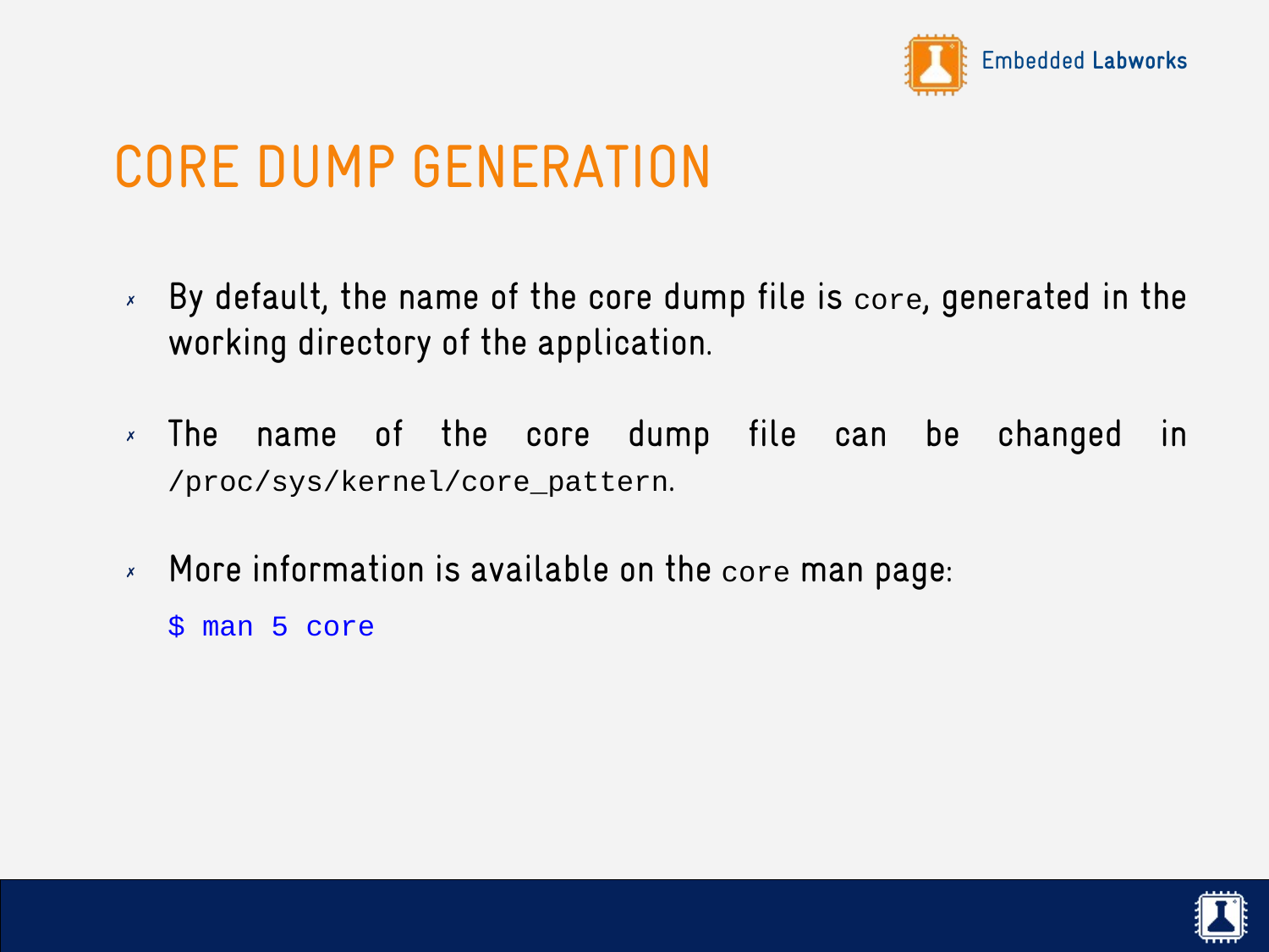# CORE DUMP GENERATION

- By default, the name of the core dump file is `core`, generated in the working directory of the application.
- The name of the core dump file can be changed in `/proc/sys/kernel/core_pattern`.
- More information is available on the `core` man page:

```
$ man 5 core
```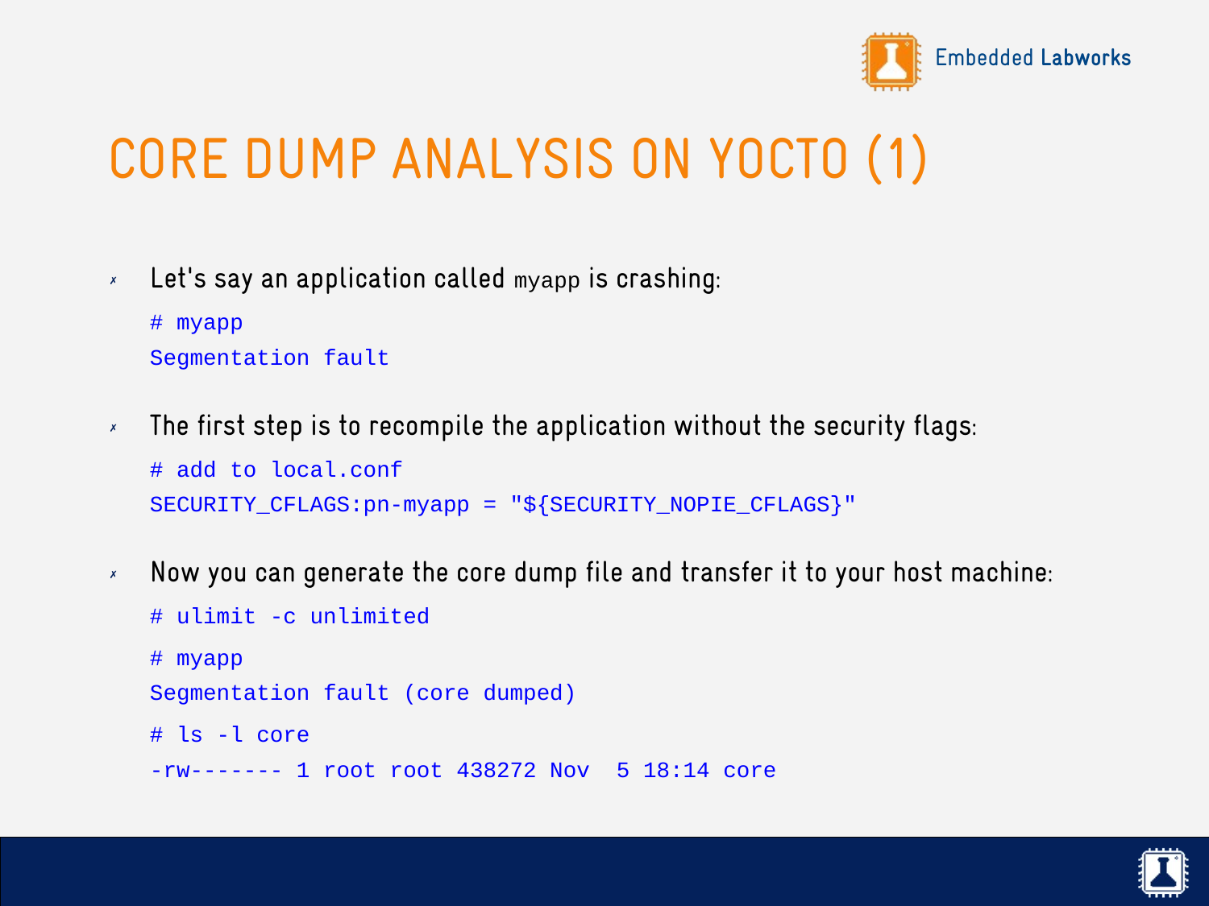# CORE DUMP ANALYSIS ON YOCTO (1)

- Let's say an application called `myapp` is crashing:

```
# myapp
Segmentation fault
```

- The first step is to recompile the application without the security flags:

```
# add to local.conf
SECURITY_CFLAGS:pn-myapp = "${SECURITY_NOPIE_CFLAGS}"
```

- Now you can generate the core dump file and transfer it to your host machine:

```
# ulimit -c unlimited
# myapp
Segmentation fault (core dumped)
# ls -l core
-rw------- 1 root root 438272 Nov  5 18:14 core
```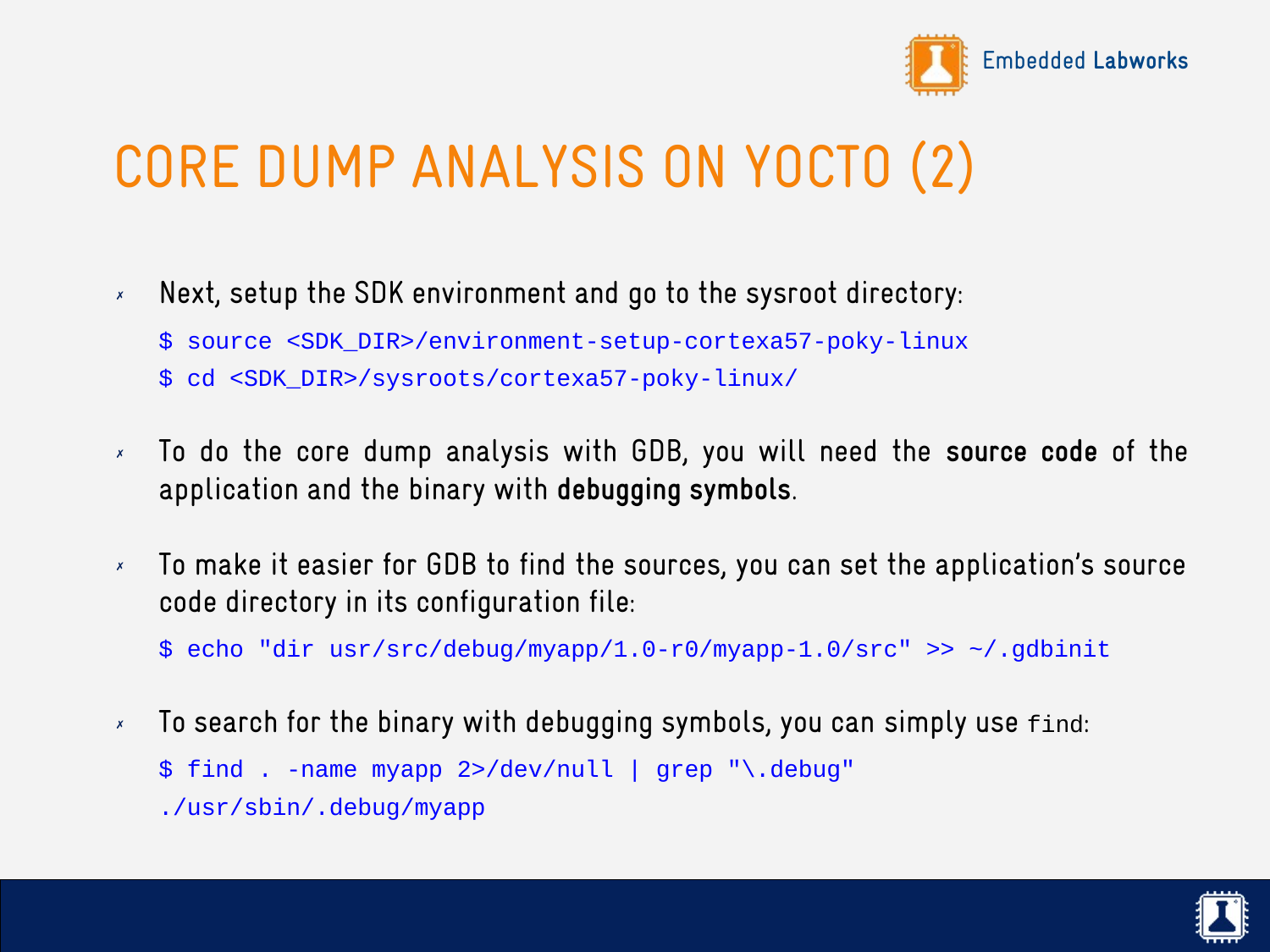# CORE DUMP ANALYSIS ON YOCTO (2)

- Next, setup the SDK environment and go to the sysroot directory:

```
$ source <SDK_DIR>/environment-setup-cortexa57-poky-linux
$ cd <SDK_DIR>/sysroots/cortexa57-poky-linux/
```

- To do the core dump analysis with GDB, you will need the **source code** of the application and the binary with **debugging symbols**.

- To make it easier for GDB to find the sources, you can set the application's source code directory in its configuration file:

```
$ echo "dir usr/src/debug/myapp/1.0-r0/myapp-1.0/src" >> ~/.gdbinit
```

- To search for the binary with debugging symbols, you can simply use `find`:

```
$ find . -name myapp 2>/dev/null | grep "\.debug"
./usr/sbin/.debug/myapp
```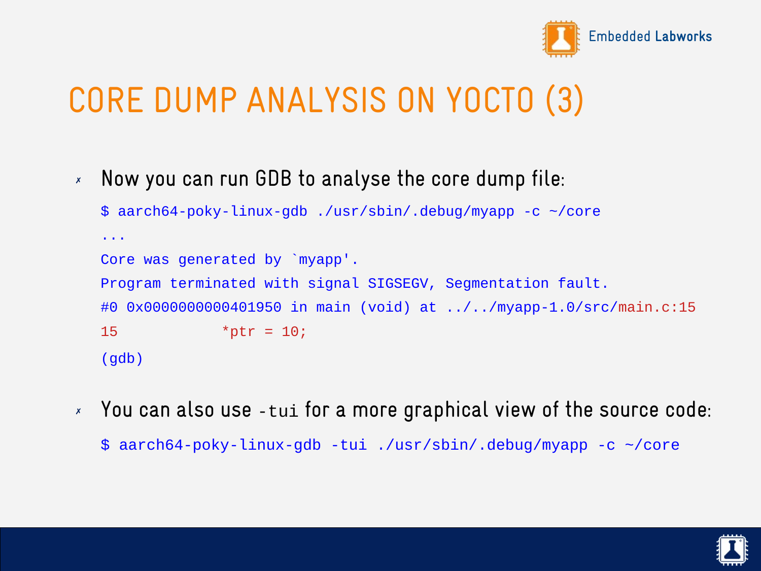# CORE DUMP ANALYSIS ON YOCTO (3)

- Now you can run GDB to analyse the core dump file:

```
$ aarch64-poky-linux-gdb ./usr/sbin/.debug/myapp -c ~/core
...
Core was generated by `myapp'.
Program terminated with signal SIGSEGV, Segmentation fault.
#0 0x0000000000401950 in main (void) at ../../myapp-1.0/src/main.c:15
15            *ptr = 10;
(gdb)
```

- You can also use `-tui` for a more graphical view of the source code:

```
$ aarch64-poky-linux-gdb -tui ./usr/sbin/.debug/myapp -c ~/core
```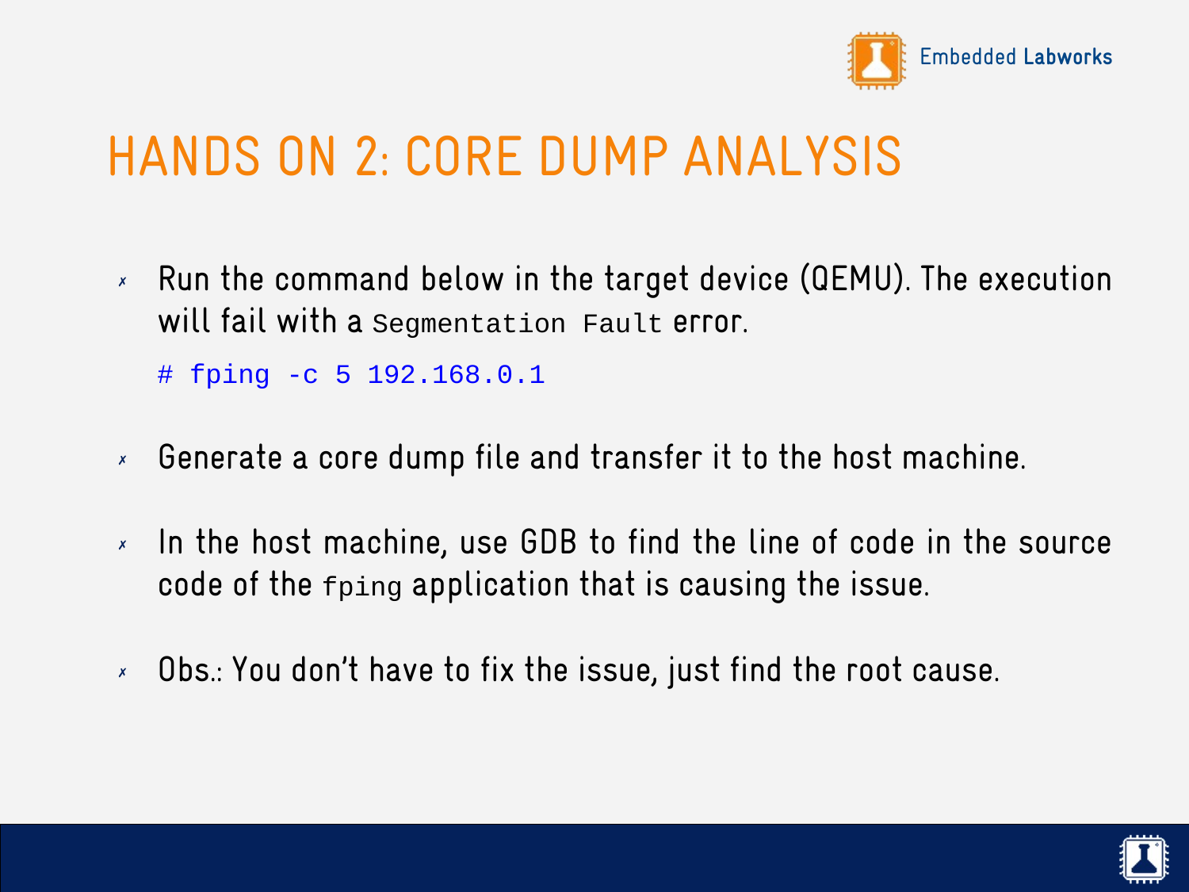# HANDS ON 2: CORE DUMP ANALYSIS

- Run the command below in the target device (QEMU). The execution will fail with a `Segmentation Fault` error.

```
# fping -c 5 192.168.0.1
```

- Generate a core dump file and transfer it to the host machine.

- In the host machine, use GDB to find the line of code in the source code of the `fping` application that is causing the issue.

- Obs.: You don't have to fix the issue, just find the root cause.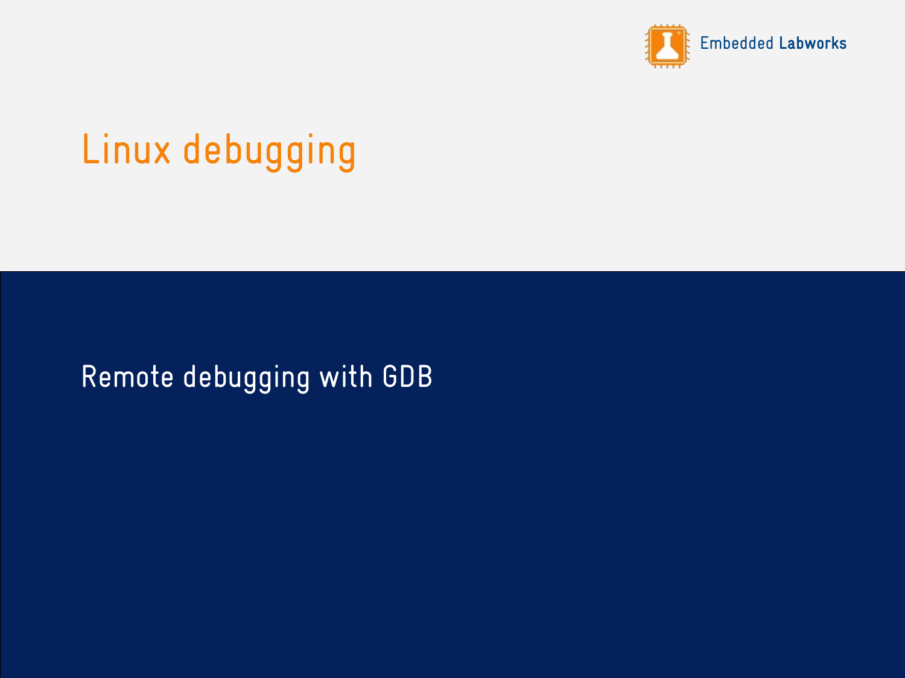# Linux debugging

## Remote debugging with GDB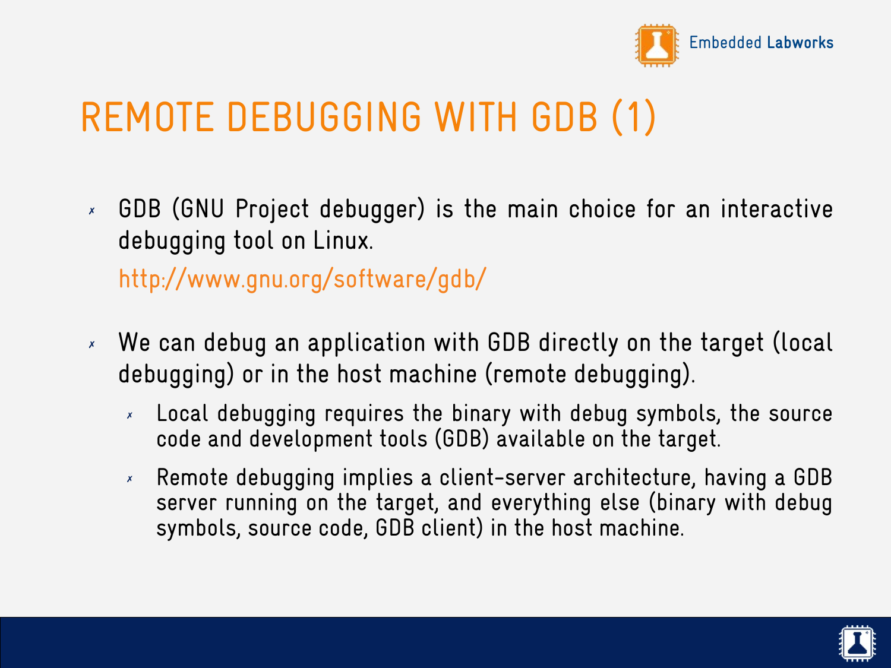# REMOTE DEBUGGING WITH GDB (1)

- GDB (GNU Project debugger) is the main choice for an interactive debugging tool on Linux.
  
  http://www.gnu.org/software/gdb/

- We can debug an application with GDB directly on the target (local debugging) or in the host machine (remote debugging).
  - Local debugging requires the binary with debug symbols, the source code and development tools (GDB) available on the target.
  - Remote debugging implies a client-server architecture, having a GDB server running on the target, and everything else (binary with debug symbols, source code, GDB client) in the host machine.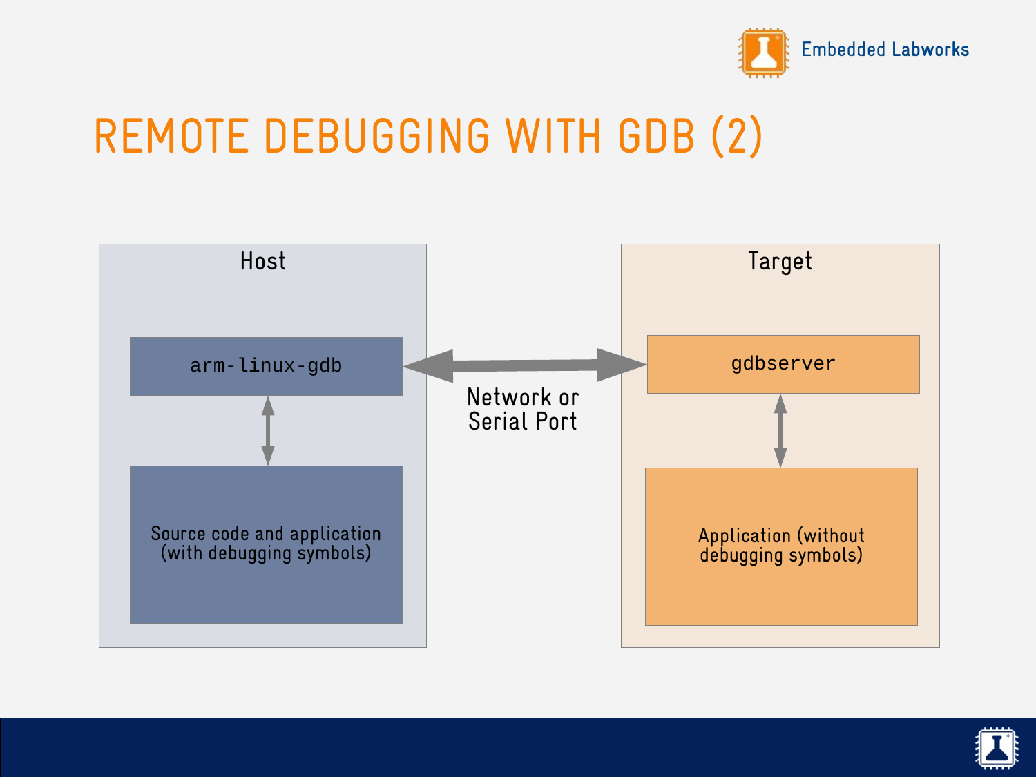# REMOTE DEBUGGING WITH GDB (2)

Host

arm-linux-gdb

Source code and application (with debugging symbols)

Network or Serial Port

Target

gdbserver

Application (without debugging symbols)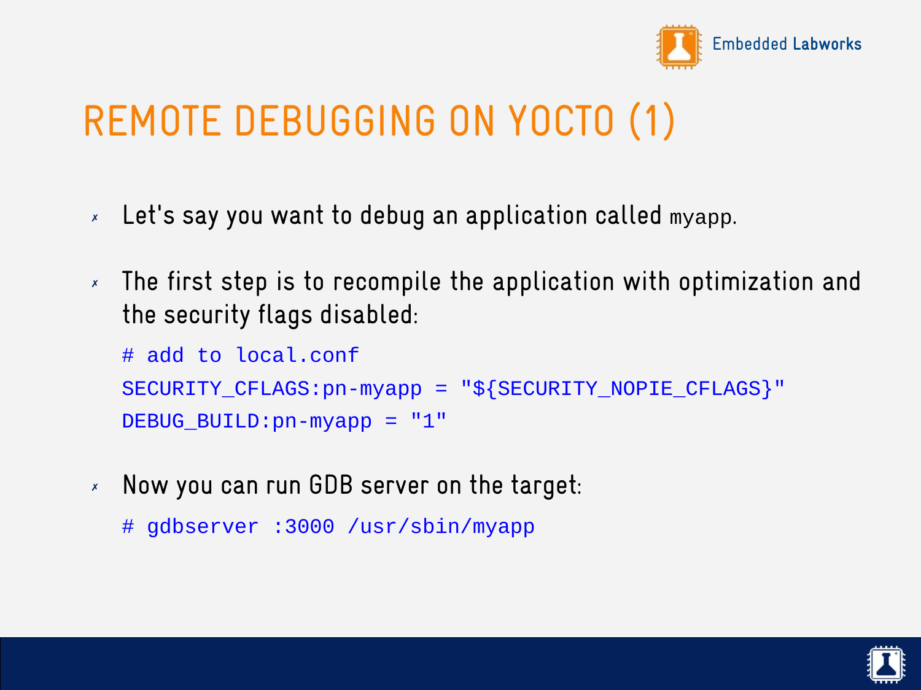# REMOTE DEBUGGING ON YOCTO (1)

- Let's say you want to debug an application called `myapp`.
- The first step is to recompile the application with optimization and the security flags disabled:

```
# add to local.conf
SECURITY_CFLAGS:pn-myapp = "${SECURITY_NOPIE_CFLAGS}"
DEBUG_BUILD:pn-myapp = "1"
```

- Now you can run GDB server on the target:

```
# gdbserver :3000 /usr/sbin/myapp
```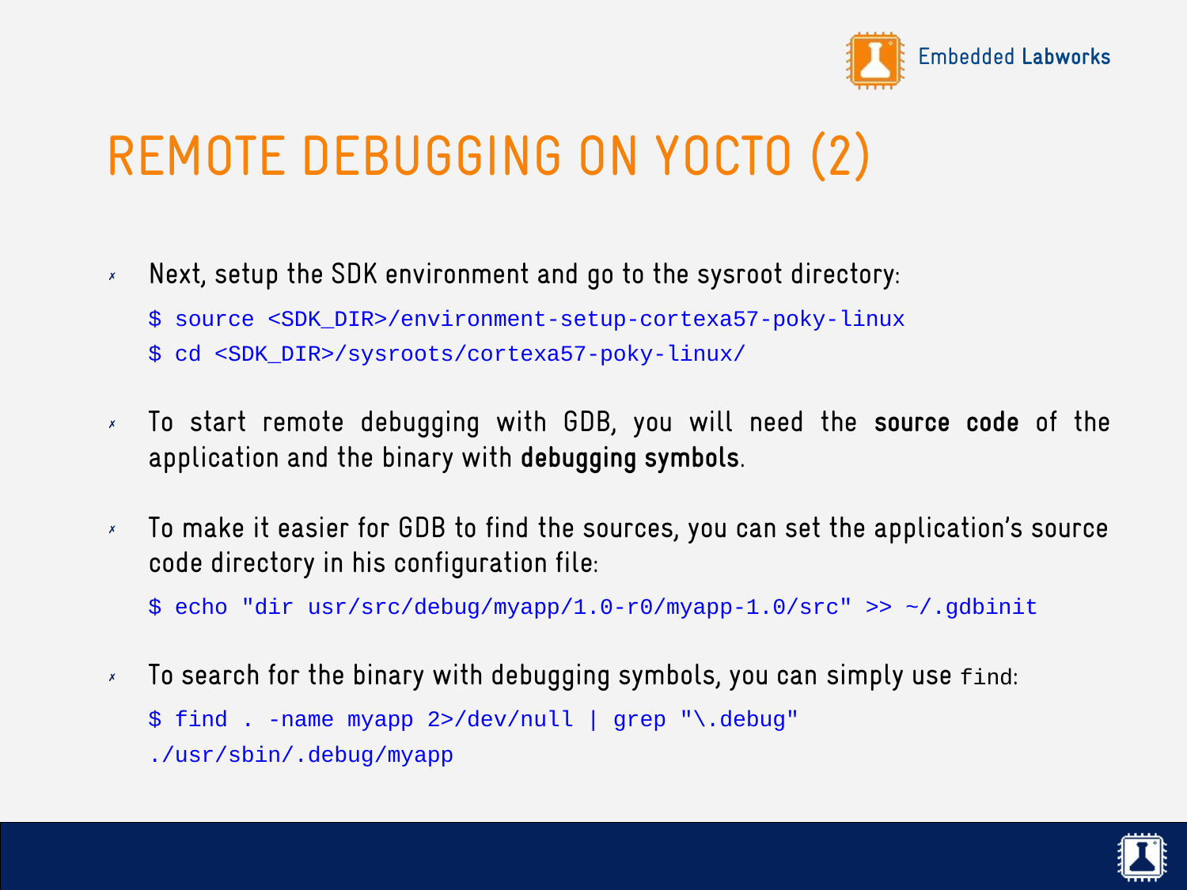# REMOTE DEBUGGING ON YOCTO (2)

- Next, setup the SDK environment and go to the sysroot directory:

```
$ source <SDK_DIR>/environment-setup-cortexa57-poky-linux
$ cd <SDK_DIR>/sysroots/cortexa57-poky-linux/
```

- To start remote debugging with GDB, you will need the **source code** of the application and the binary with **debugging symbols**.

- To make it easier for GDB to find the sources, you can set the application's source code directory in his configuration file:

```
$ echo "dir usr/src/debug/myapp/1.0-r0/myapp-1.0/src" >> ~/.gdbinit
```

- To search for the binary with debugging symbols, you can simply use `find`:

```
$ find . -name myapp 2>/dev/null | grep "\.debug"
./usr/sbin/.debug/myapp
```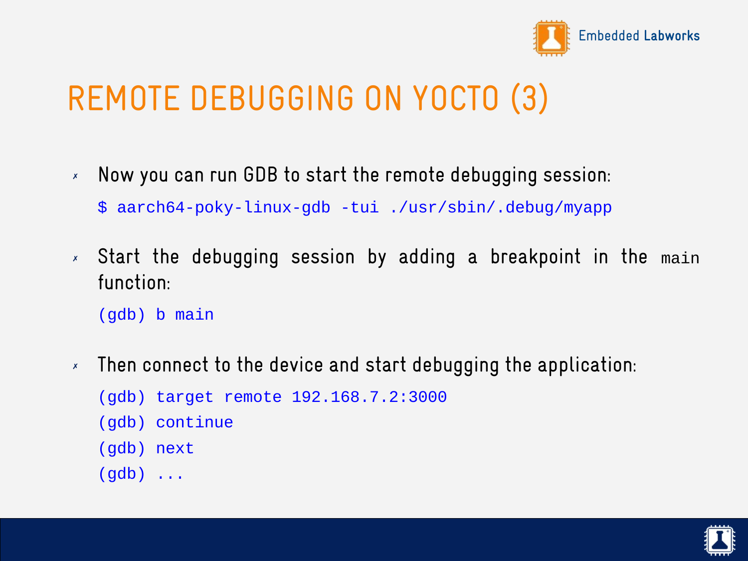# REMOTE DEBUGGING ON YOCTO (3)

- Now you can run GDB to start the remote debugging session:

```
$ aarch64-poky-linux-gdb -tui ./usr/sbin/.debug/myapp
```

- Start the debugging session by adding a breakpoint in the `main` function:

```
(gdb) b main
```

- Then connect to the device and start debugging the application:

```
(gdb) target remote 192.168.7.2:3000
(gdb) continue
(gdb) next
(gdb) ...
```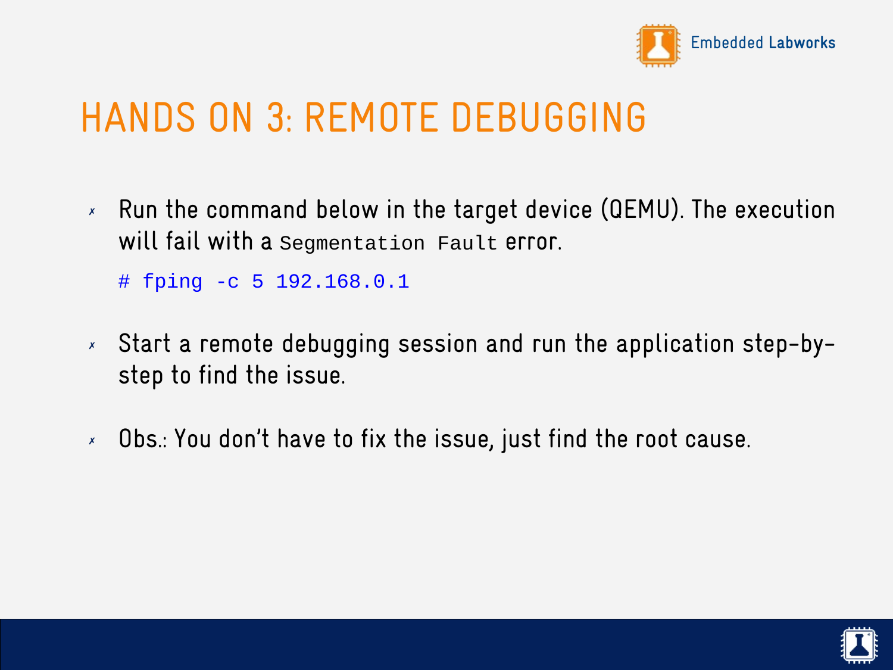# HANDS ON 3: REMOTE DEBUGGING

- Run the command below in the target device (QEMU). The execution will fail with a `Segmentation Fault` error.

```
# fping -c 5 192.168.0.1
```

- Start a remote debugging session and run the application step-by-step to find the issue.

- Obs.: You don't have to fix the issue, just find the root cause.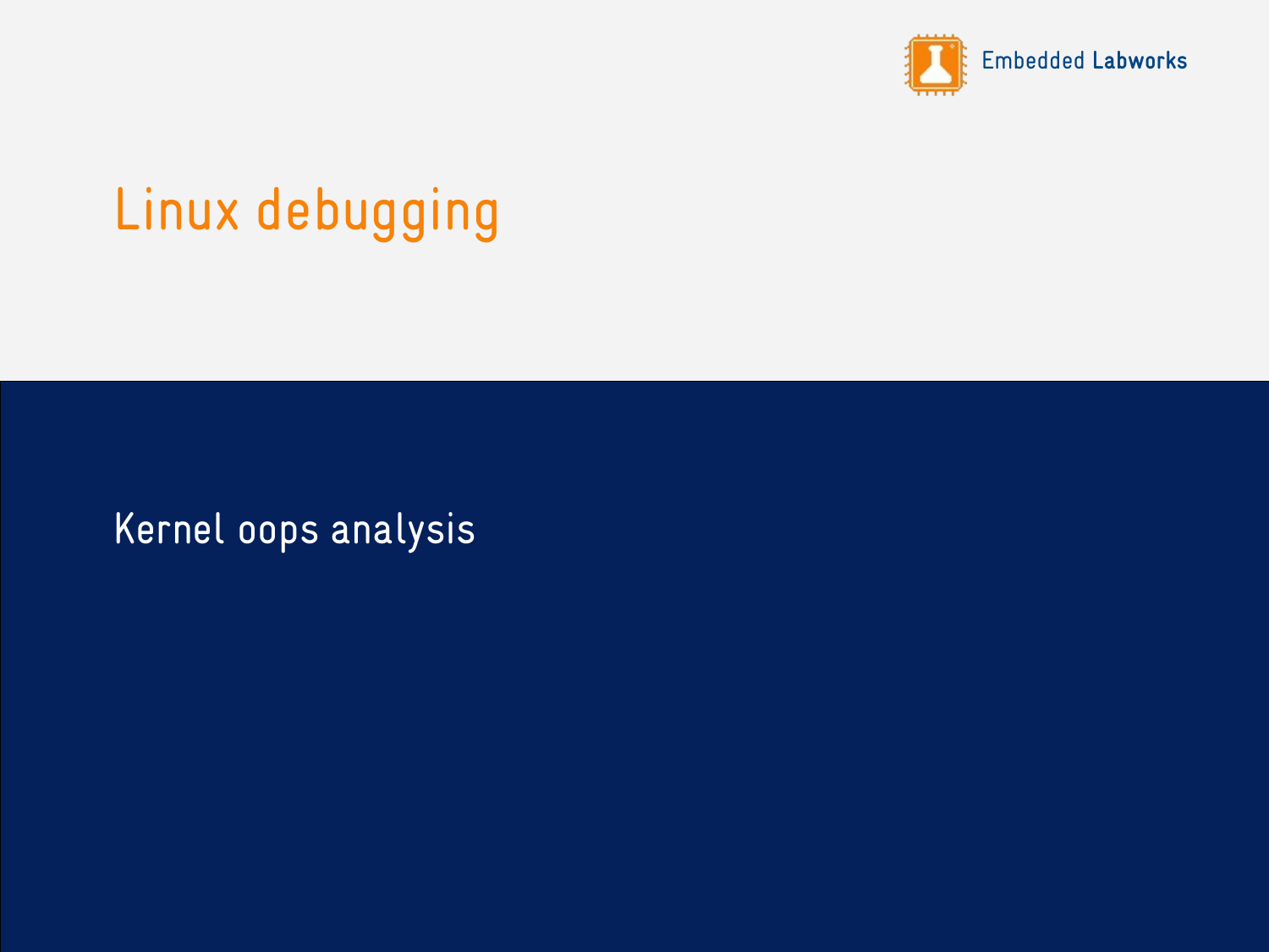# Linux debugging

## Kernel oops analysis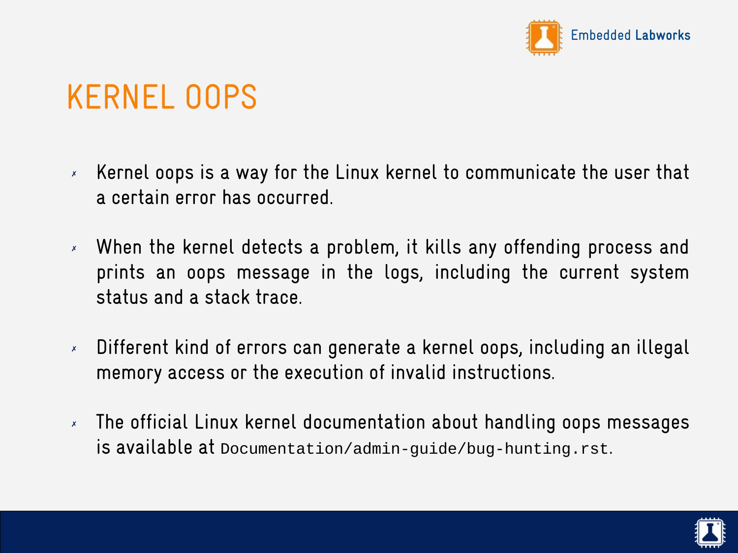# KERNEL OOPS

- Kernel oops is a way for the Linux kernel to communicate the user that a certain error has occurred.

- When the kernel detects a problem, it kills any offending process and prints an oops message in the logs, including the current system status and a stack trace.

- Different kind of errors can generate a kernel oops, including an illegal memory access or the execution of invalid instructions.

- The official Linux kernel documentation about handling oops messages is available at `Documentation/admin-guide/bug-hunting.rst`.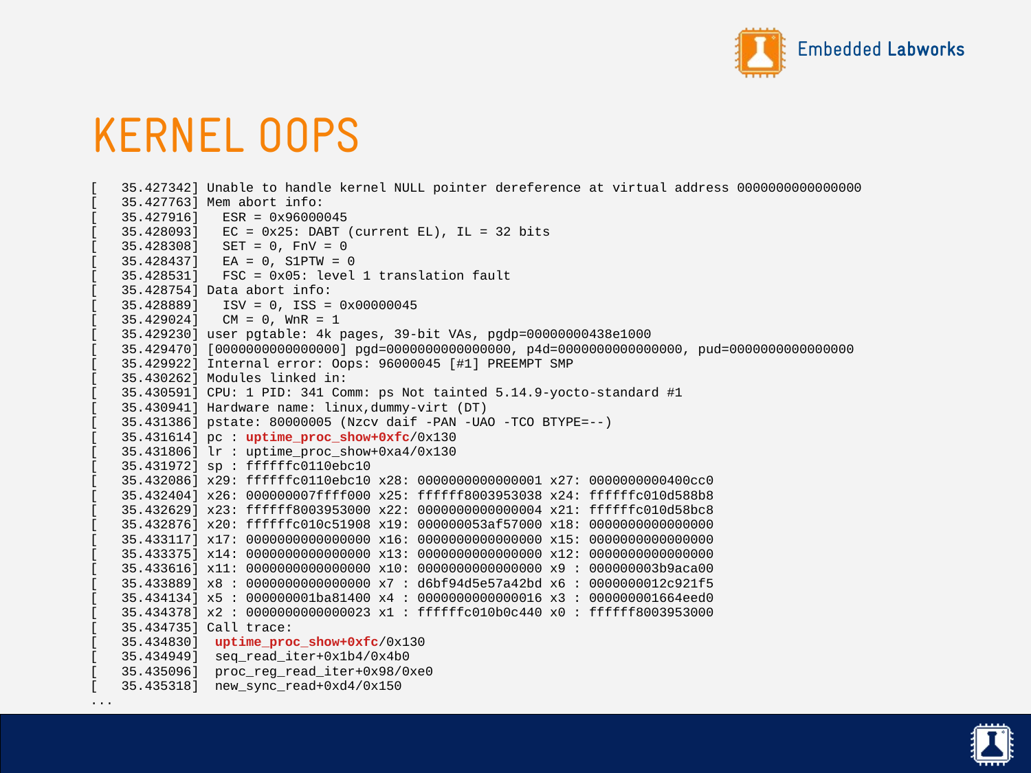# KERNEL OOPS

```
[   35.427342] Unable to handle kernel NULL pointer dereference at virtual address 0000000000000000
[   35.427763] Mem abort info:
[   35.427916]   ESR = 0x96000045
[   35.428093]   EC = 0x25: DABT (current EL), IL = 32 bits
[   35.428308]   SET = 0, FnV = 0
[   35.428437]   EA = 0, S1PTW = 0
[   35.428531]   FSC = 0x05: level 1 translation fault
[   35.428754] Data abort info:
[   35.428889]   ISV = 0, ISS = 0x00000045
[   35.429024]   CM = 0, WnR = 1
[   35.429230] user pgtable: 4k pages, 39-bit VAs, pgdp=00000000438e1000
[   35.429470] [0000000000000000] pgd=0000000000000000, p4d=0000000000000000, pud=0000000000000000
[   35.429922] Internal error: Oops: 96000045 [#1] PREEMPT SMP
[   35.430262] Modules linked in:
[   35.430591] CPU: 1 PID: 341 Comm: ps Not tainted 5.14.9-yocto-standard #1
[   35.430941] Hardware name: linux,dummy-virt (DT)
[   35.431386] pstate: 80000005 (Nzcv daif -PAN -UAO -TCO BTYPE=--)
[   35.431614] pc : uptime_proc_show+0xfc/0x130
[   35.431806] lr : uptime_proc_show+0xa4/0x130
[   35.431972] sp : ffffffc0110ebc10
[   35.432086] x29: ffffffc0110ebc10 x28: 0000000000000001 x27: 0000000000400cc0
[   35.432404] x26: 000000007ffff000 x25: ffffff8003953038 x24: ffffffc010d588b8
[   35.432629] x23: ffffff8003953000 x22: 0000000000000004 x21: ffffffc010d58bc8
[   35.432876] x20: ffffffc010c51908 x19: 000000053af57000 x18: 0000000000000000
[   35.433117] x17: 0000000000000000 x16: 0000000000000000 x15: 0000000000000000
[   35.433375] x14: 0000000000000000 x13: 0000000000000000 x12: 0000000000000000
[   35.433616] x11: 0000000000000000 x10: 0000000000000000 x9 : 000000003b9aca00
[   35.433889] x8 : 0000000000000000 x7 : d6bf94d5e57a42bd x6 : 0000000012c921f5
[   35.434134] x5 : 000000001ba81400 x4 : 0000000000000016 x3 : 000000001664eed0
[   35.434378] x2 : 0000000000000023 x1 : ffffffc010b0c440 x0 : ffffff8003953000
[   35.434735] Call trace:
[   35.434830]  uptime_proc_show+0xfc/0x130
[   35.434949]  seq_read_iter+0x1b4/0x4b0
[   35.435096]  proc_reg_read_iter+0x98/0xe0
[   35.435318]  new_sync_read+0xd4/0x150
...
```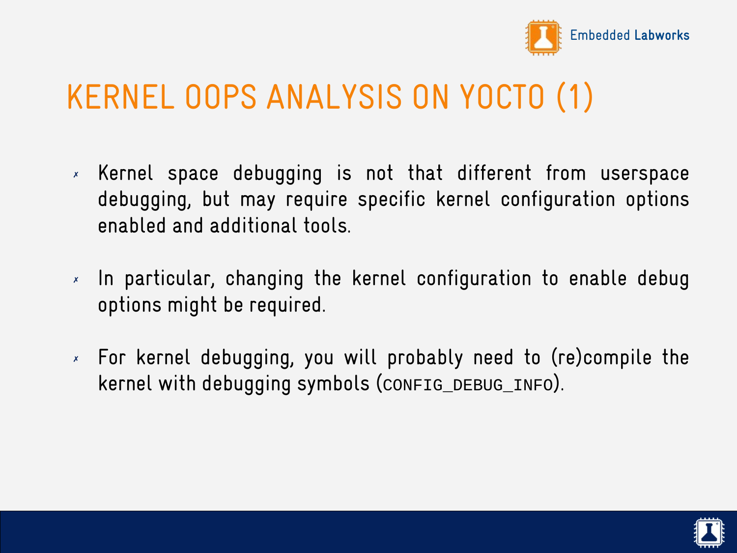# KERNEL OOPS ANALYSIS ON YOCTO (1)

- Kernel space debugging is not that different from userspace debugging, but may require specific kernel configuration options enabled and additional tools.
- In particular, changing the kernel configuration to enable debug options might be required.
- For kernel debugging, you will probably need to (re)compile the kernel with debugging symbols (`CONFIG_DEBUG_INFO`).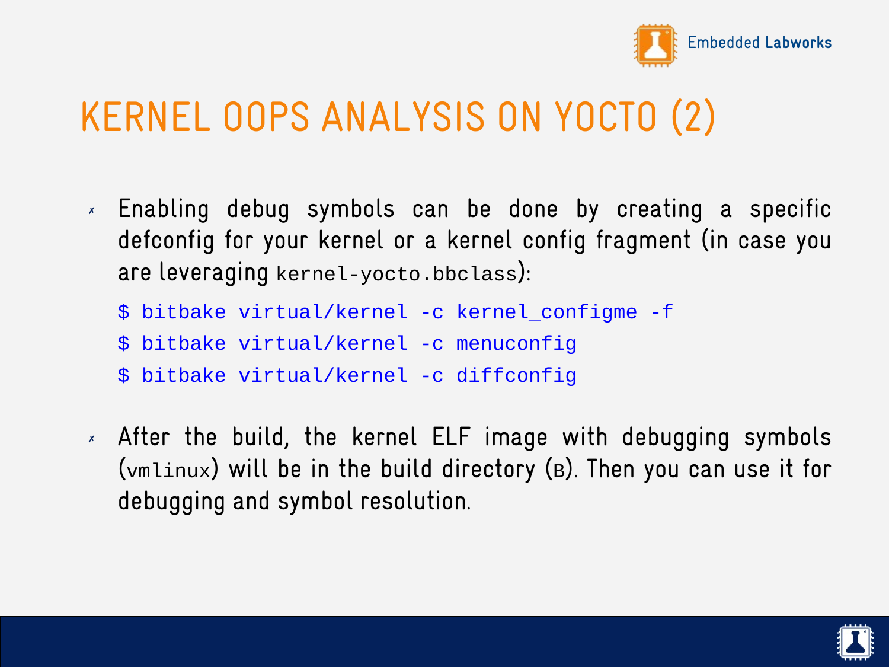# KERNEL OOPS ANALYSIS ON YOCTO (2)

- Enabling debug symbols can be done by creating a specific defconfig for your kernel or a kernel config fragment (in case you are leveraging `kernel-yocto.bbclass`):

```
$ bitbake virtual/kernel -c kernel_configme -f
$ bitbake virtual/kernel -c menuconfig
$ bitbake virtual/kernel -c diffconfig
```

- After the build, the kernel ELF image with debugging symbols (`vmlinux`) will be in the build directory (`B`). Then you can use it for debugging and symbol resolution.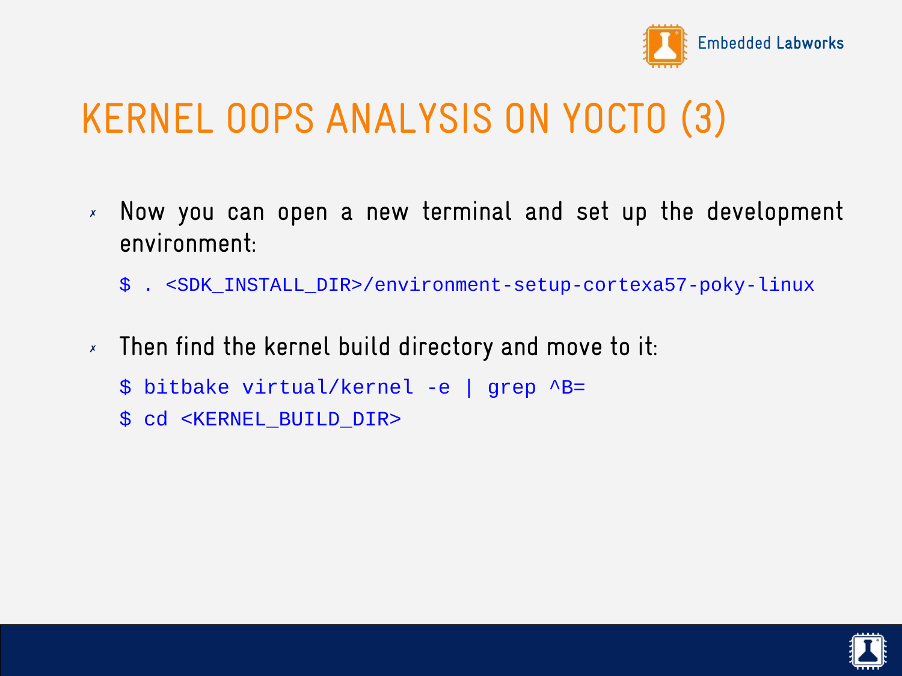# KERNEL OOPS ANALYSIS ON YOCTO (3)

- Now you can open a new terminal and set up the development environment:

```
$ . <SDK_INSTALL_DIR>/environment-setup-cortexa57-poky-linux
```

- Then find the kernel build directory and move to it:

```
$ bitbake virtual/kernel -e | grep ^B=
$ cd <KERNEL_BUILD_DIR>
```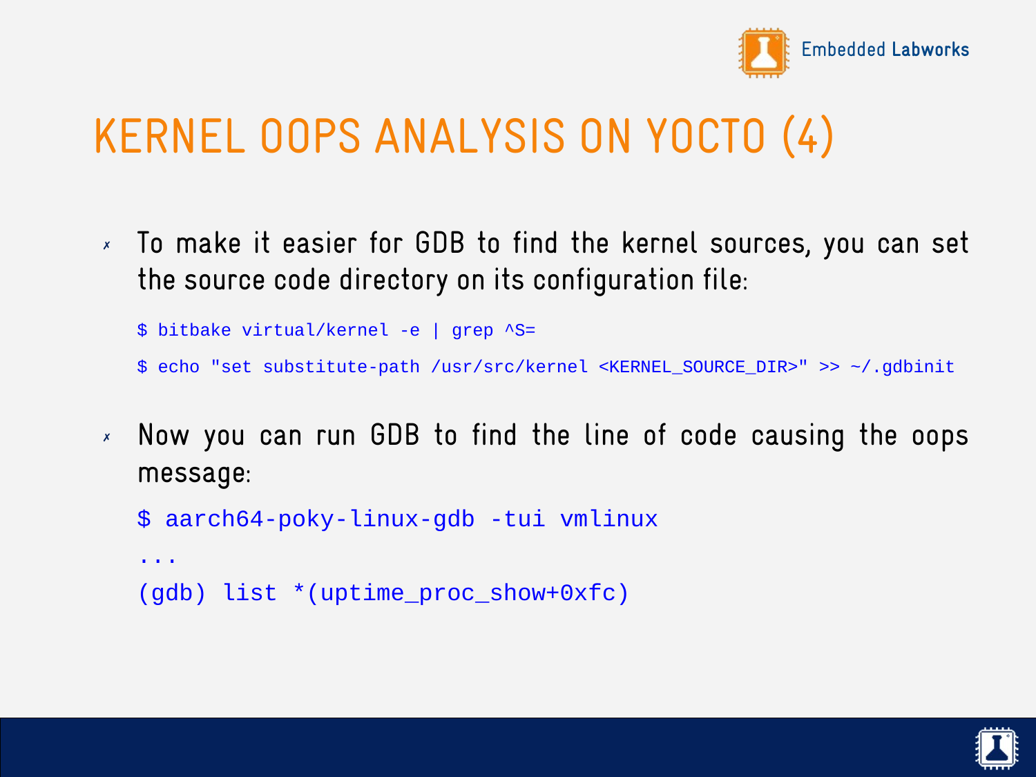# KERNEL OOPS ANALYSIS ON YOCTO (4)

- To make it easier for GDB to find the kernel sources, you can set the source code directory on its configuration file:

```
$ bitbake virtual/kernel -e | grep ^S=

$ echo "set substitute-path /usr/src/kernel <KERNEL_SOURCE_DIR>" >> ~/.gdbinit
```

- Now you can run GDB to find the line of code causing the oops message:

```
$ aarch64-poky-linux-gdb -tui vmlinux
...
(gdb) list *(uptime_proc_show+0xfc)
```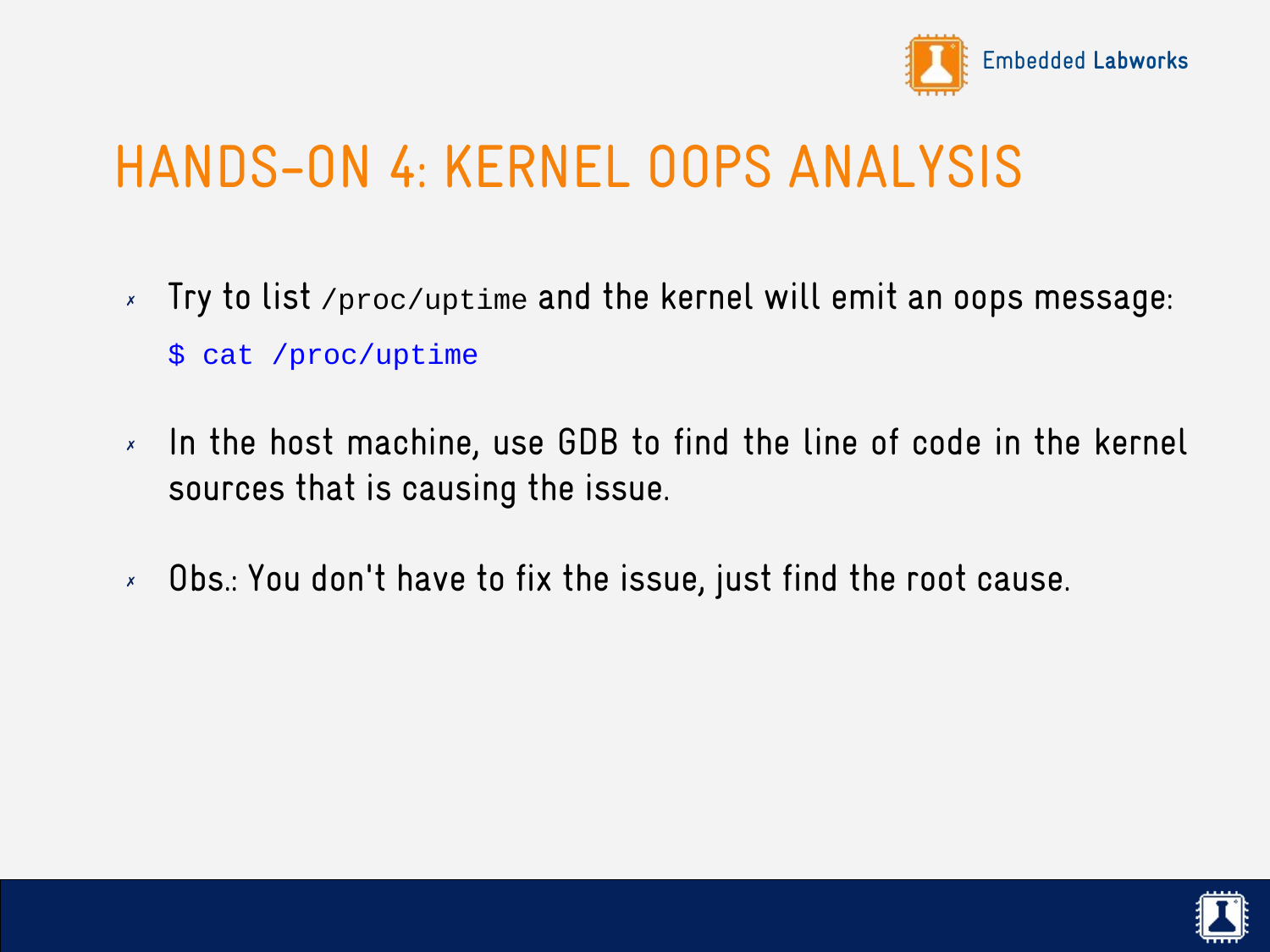# HANDS-ON 4: KERNEL OOPS ANALYSIS

- Try to list `/proc/uptime` and the kernel will emit an oops message:

```
$ cat /proc/uptime
```

- In the host machine, use GDB to find the line of code in the kernel sources that is causing the issue.
- Obs.: You don't have to fix the issue, just find the root cause.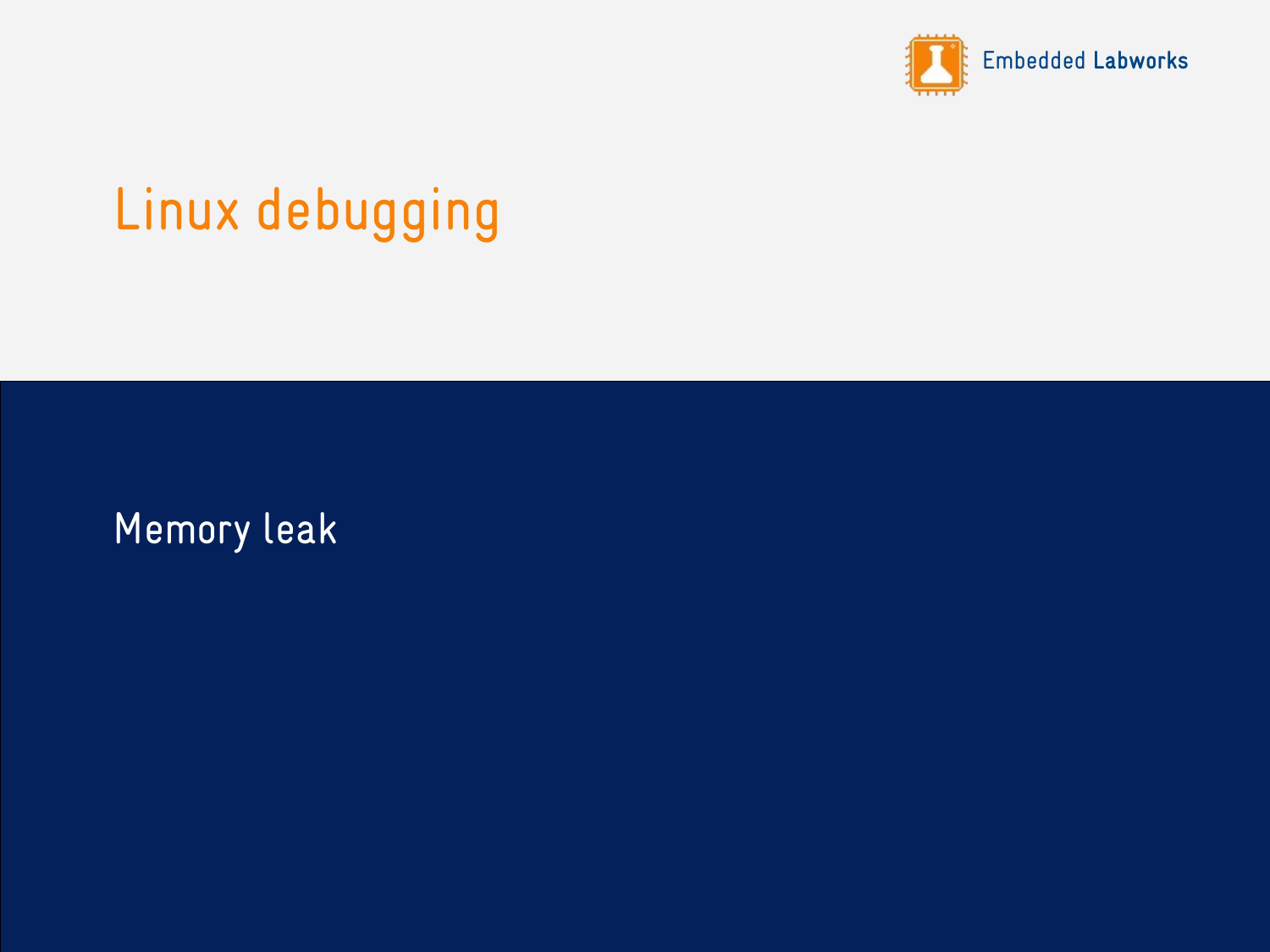# Linux debugging

## Memory leak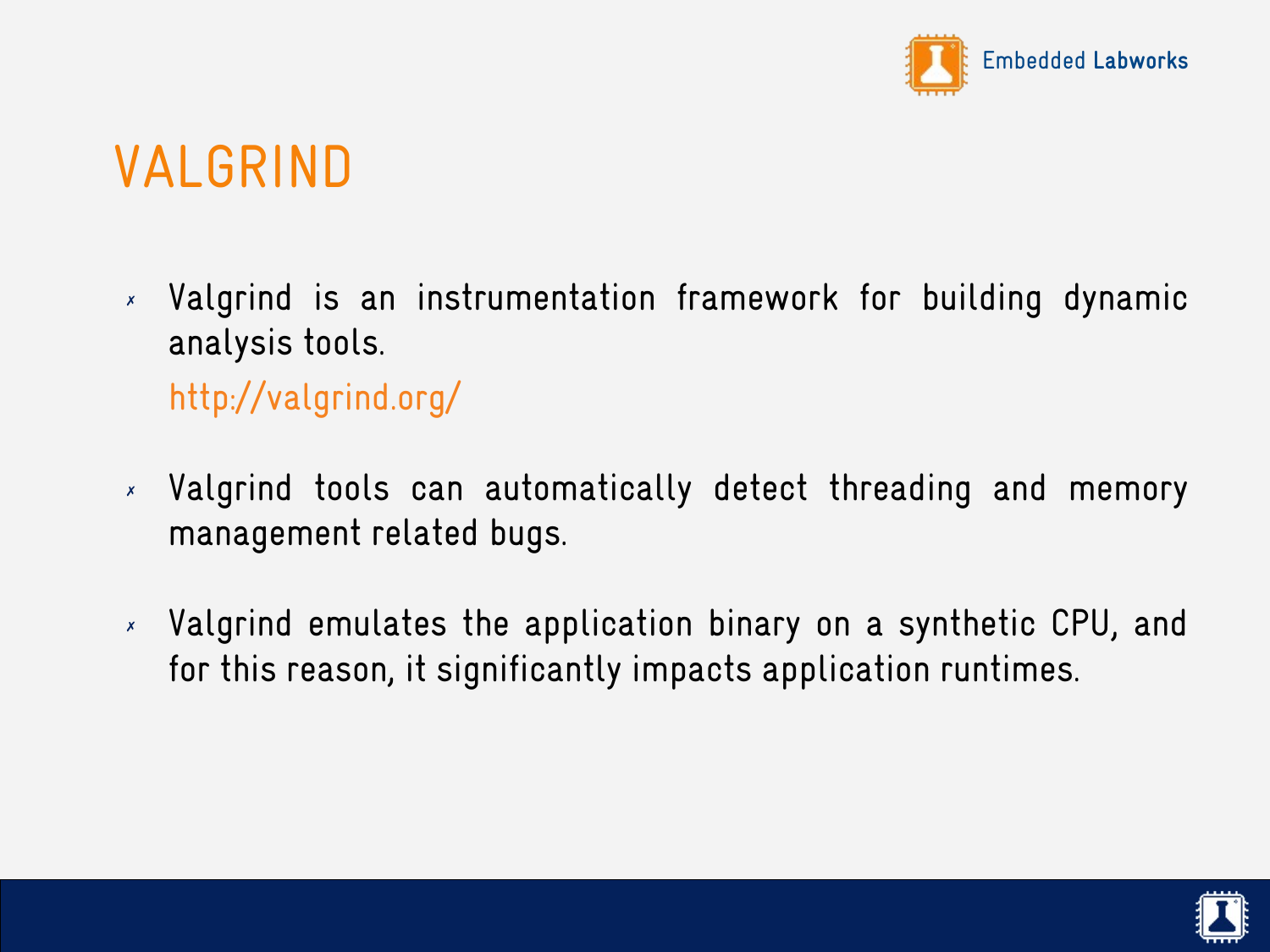# VALGRIND

- Valgrind is an instrumentation framework for building dynamic analysis tools.

  http://valgrind.org/

- Valgrind tools can automatically detect threading and memory management related bugs.

- Valgrind emulates the application binary on a synthetic CPU, and for this reason, it significantly impacts application runtimes.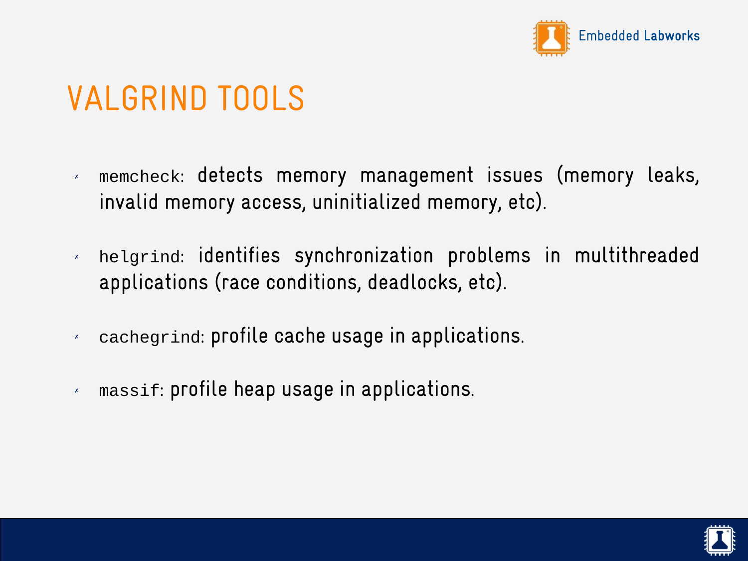# VALGRIND TOOLS

- `memcheck`: detects memory management issues (memory leaks, invalid memory access, uninitialized memory, etc).
- `helgrind`: identifies synchronization problems in multithreaded applications (race conditions, deadlocks, etc).
- `cachegrind`: profile cache usage in applications.
- `massif`: profile heap usage in applications.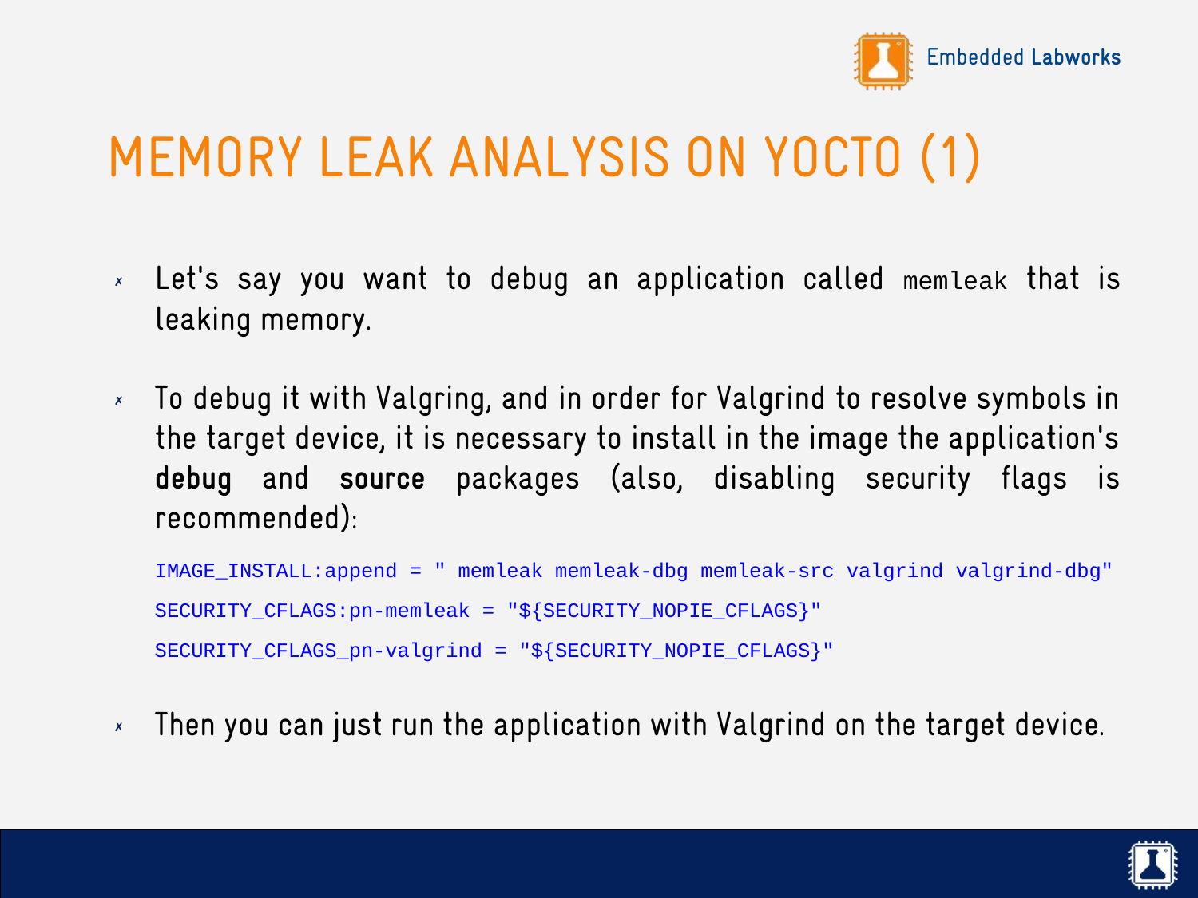# MEMORY LEAK ANALYSIS ON YOCTO (1)

- Let's say you want to debug an application called `memleak` that is leaking memory.
- To debug it with Valgring, and in order for Valgrind to resolve symbols in the target device, it is necessary to install in the image the application's **debug** and **source** packages (also, disabling security flags is recommended):

```
IMAGE_INSTALL:append = " memleak memleak-dbg memleak-src valgrind valgrind-dbg"
SECURITY_CFLAGS:pn-memleak = "${SECURITY_NOPIE_CFLAGS}"
SECURITY_CFLAGS_pn-valgrind = "${SECURITY_NOPIE_CFLAGS}"
```

- Then you can just run the application with Valgrind on the target device.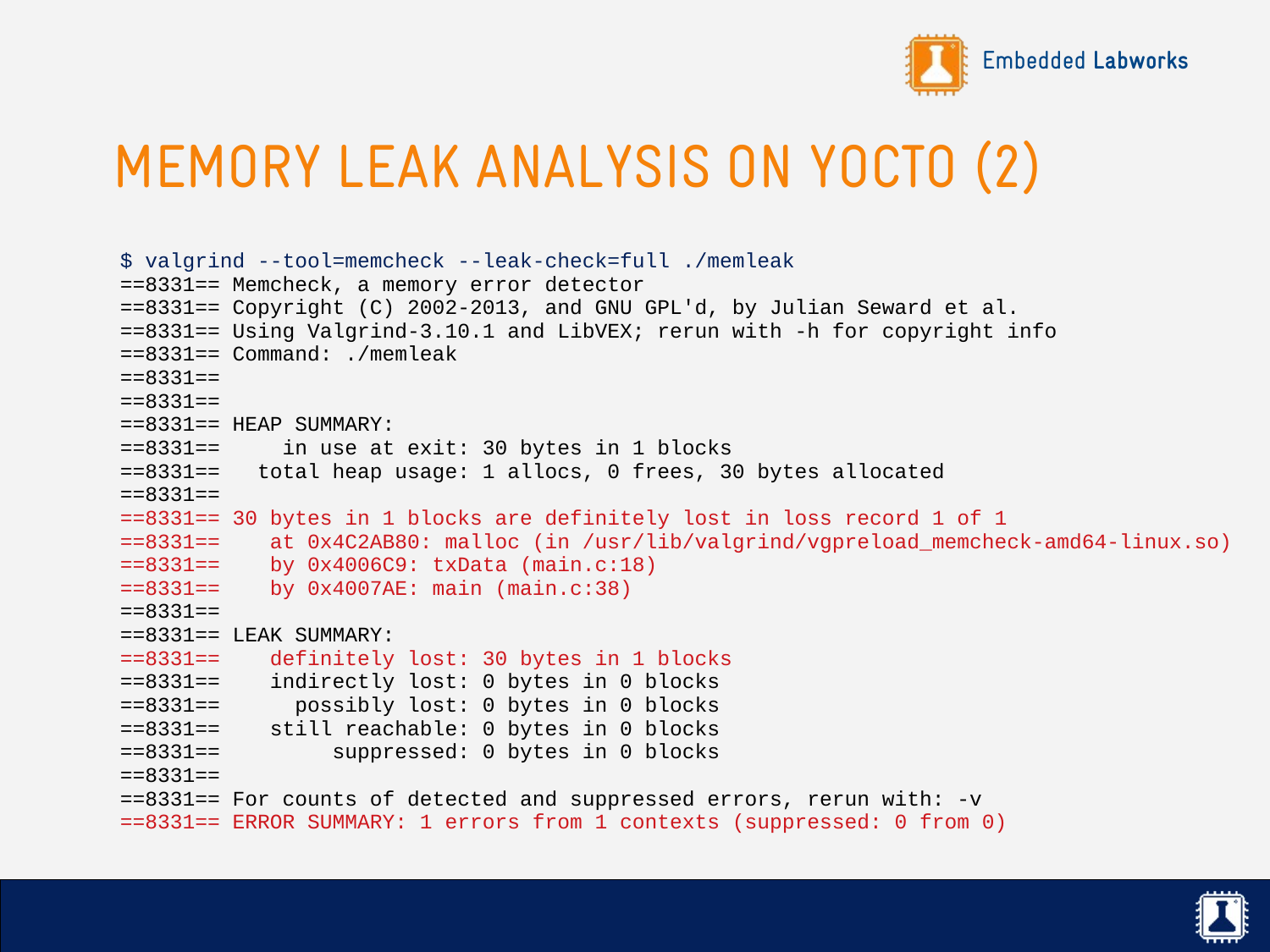# MEMORY LEAK ANALYSIS ON YOCTO (2)

```
$ valgrind --tool=memcheck --leak-check=full ./memleak
==8331== Memcheck, a memory error detector
==8331== Copyright (C) 2002-2013, and GNU GPL'd, by Julian Seward et al.
==8331== Using Valgrind-3.10.1 and LibVEX; rerun with -h for copyright info
==8331== Command: ./memleak
==8331==
==8331==
==8331== HEAP SUMMARY:
==8331==     in use at exit: 30 bytes in 1 blocks
==8331==   total heap usage: 1 allocs, 0 frees, 30 bytes allocated
==8331==
==8331== 30 bytes in 1 blocks are definitely lost in loss record 1 of 1
==8331==    at 0x4C2AB80: malloc (in /usr/lib/valgrind/vgpreload_memcheck-amd64-linux.so)
==8331==    by 0x4006C9: txData (main.c:18)
==8331==    by 0x4007AE: main (main.c:38)
==8331==
==8331== LEAK SUMMARY:
==8331==    definitely lost: 30 bytes in 1 blocks
==8331==    indirectly lost: 0 bytes in 0 blocks
==8331==      possibly lost: 0 bytes in 0 blocks
==8331==    still reachable: 0 bytes in 0 blocks
==8331==         suppressed: 0 bytes in 0 blocks
==8331==
==8331== For counts of detected and suppressed errors, rerun with: -v
==8331== ERROR SUMMARY: 1 errors from 1 contexts (suppressed: 0 from 0)
```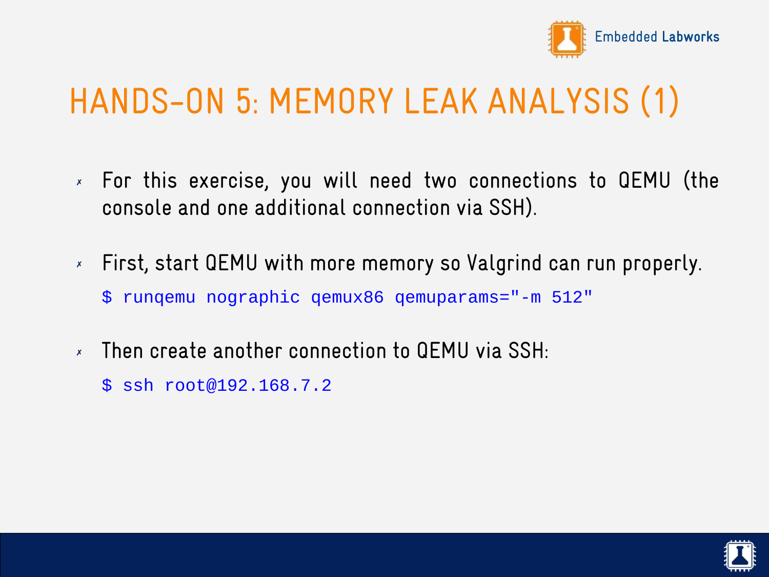# HANDS-ON 5: MEMORY LEAK ANALYSIS (1)

- For this exercise, you will need two connections to QEMU (the console and one additional connection via SSH).

- First, start QEMU with more memory so Valgrind can run properly.

```
$ runqemu nographic qemux86 qemuparams="-m 512"
```

- Then create another connection to QEMU via SSH:

```
$ ssh root@192.168.7.2
```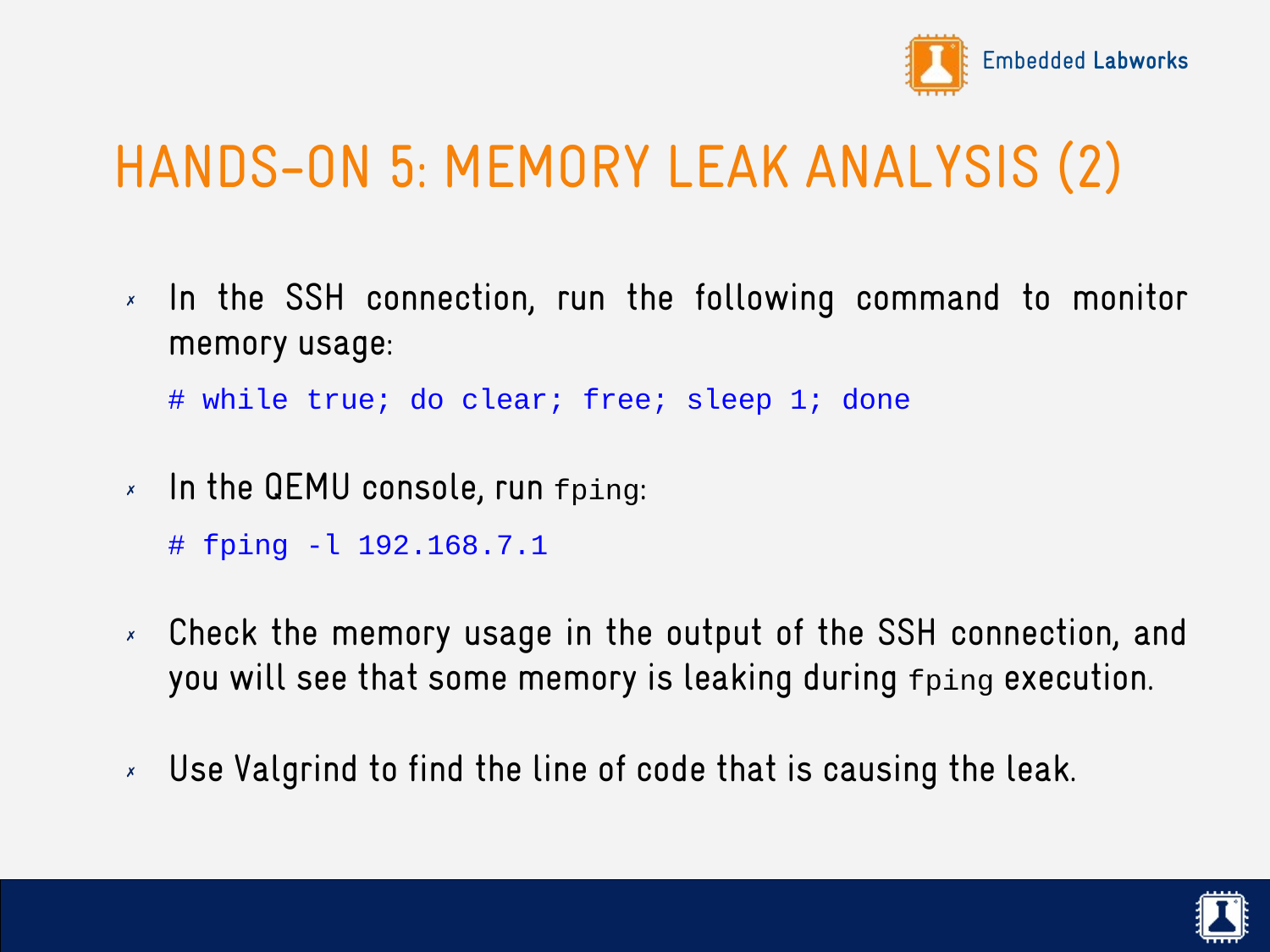# HANDS-ON 5: MEMORY LEAK ANALYSIS (2)

- In the SSH connection, run the following command to monitor memory usage:

```
# while true; do clear; free; sleep 1; done
```

- In the QEMU console, run `fping`:

```
# fping -l 192.168.7.1
```

- Check the memory usage in the output of the SSH connection, and you will see that some memory is leaking during `fping` execution.

- Use Valgrind to find the line of code that is causing the leak.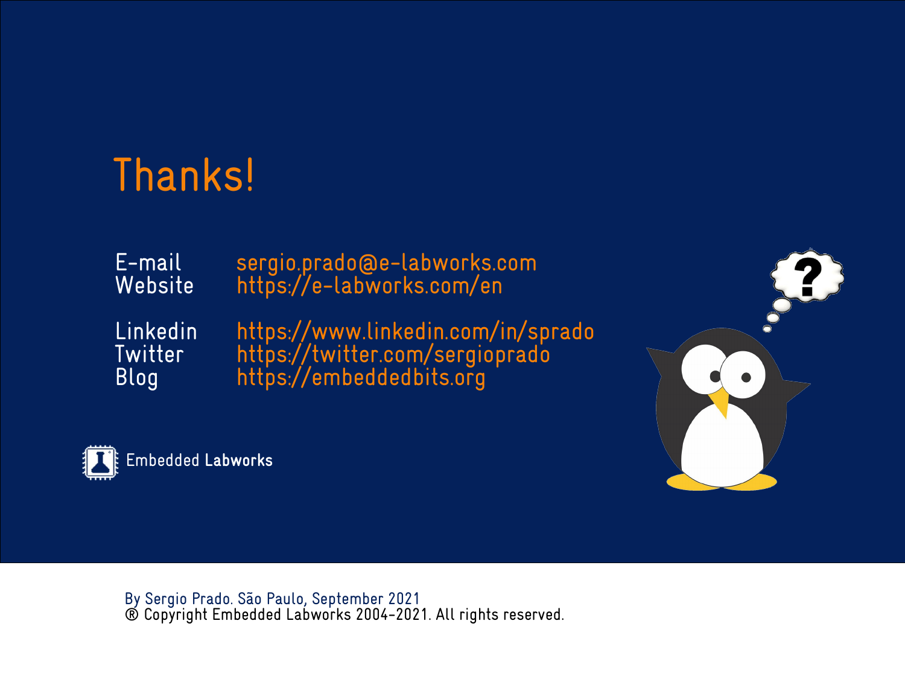# Thanks!

| | |
|---|---|
| E-mail | sergio.prado@e-labworks.com |
| Website | https://e-labworks.com/en |
| Linkedin | https://www.linkedin.com/in/sprado |
| Twitter | https://twitter.com/sergioprado |
| Blog | https://embeddedbits.org |

Embedded **Labworks**

By Sergio Prado. São Paulo, September 2021
® Copyright Embedded Labworks 2004-2021. All rights reserved.